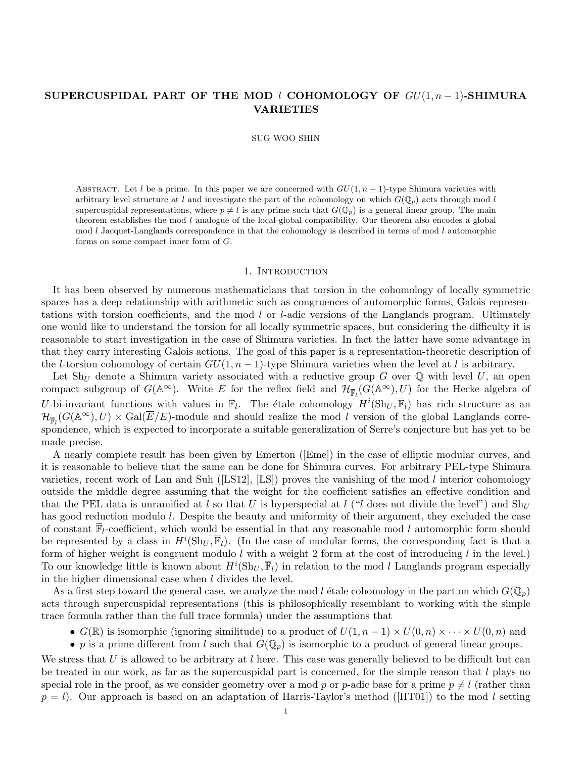# SUPERCUSPIDAL PART OF THE MOD $l$ COHOMOLOGY OF $GU(1, n-1)$-SHIMURA VARIETIES

SUG WOO SHIN

Abstract. Let $l$ be a prime. In this paper we are concerned with $GU(1, n-1)$-type Shimura varieties with arbitrary level structure at $l$ and investigate the part of the cohomology on which $G(\mathbb{Q}_p)$ acts through mod $l$ supercuspidal representations, where $p \neq l$ is any prime such that $G(\mathbb{Q}_p)$ is a general linear group. The main theorem establishes the mod $l$ analogue of the local-global compatibility. Our theorem also encodes a global mod $l$ Jacquet-Langlands correspondence in that the cohomology is described in terms of mod $l$ automorphic forms on some compact inner form of $G$.

## 1. Introduction

It has been observed by numerous mathematicians that torsion in the cohomology of locally symmetric spaces has a deep relationship with arithmetic such as congruences of automorphic forms, Galois representations with torsion coefficients, and the mod $l$ or $l$-adic versions of the Langlands program. Ultimately one would like to understand the torsion for all locally symmetric spaces, but considering the difficulty it is reasonable to start investigation in the case of Shimura varieties. In fact the latter have some advantage in that they carry interesting Galois actions. The goal of this paper is a representation-theoretic description of the $l$-torsion cohomology of certain $GU(1, n-1)$-type Shimura varieties when the level at $l$ is arbitrary.

Let $\mathrm{Sh}_U$ denote a Shimura variety associated with a reductive group $G$ over $\mathbb{Q}$ with level $U$, an open compact subgroup of $G(\mathbb{A}^\infty)$. Write $E$ for the reflex field and $\mathcal{H}_{\overline{\mathbb{F}}_l}(G(\mathbb{A}^\infty), U)$ for the Hecke algebra of $U$-bi-invariant functions with values in $\overline{\mathbb{F}}_l$. The étale cohomology $H^i(\mathrm{Sh}_U, \overline{\mathbb{F}}_l)$ has rich structure as an $\mathcal{H}_{\overline{\mathbb{F}}_l}(G(\mathbb{A}^\infty), U) \times \mathrm{Gal}(\overline{E}/E)$-module and should realize the mod $l$ version of the global Langlands correspondence, which is expected to incorporate a suitable generalization of Serre's conjecture but has yet to be made precise.

A nearly complete result has been given by Emerton ([Eme]) in the case of elliptic modular curves, and it is reasonable to believe that the same can be done for Shimura curves. For arbitrary PEL-type Shimura varieties, recent work of Lan and Suh ([LS12], [LS]) proves the vanishing of the mod $l$ interior cohomology outside the middle degree assuming that the weight for the coefficient satisfies an effective condition and that the PEL data is unramified at $l$ so that $U$ is hyperspecial at $l$ ("$l$ does not divide the level") and $\mathrm{Sh}_U$ has good reduction modulo $l$. Despite the beauty and uniformity of their argument, they excluded the case of constant $\overline{\mathbb{F}}_l$-coefficient, which would be essential in that any reasonable mod $l$ automorphic form should be represented by a class in $H^i(\mathrm{Sh}_U, \overline{\mathbb{F}}_l)$. (In the case of modular forms, the corresponding fact is that a form of higher weight is congruent modulo $l$ with a weight 2 form at the cost of introducing $l$ in the level.) To our knowledge little is known about $H^i(\mathrm{Sh}_U, \overline{\mathbb{F}}_l)$ in relation to the mod $l$ Langlands program especially in the higher dimensional case when $l$ divides the level.

As a first step toward the general case, we analyze the mod $l$ étale cohomology in the part on which $G(\mathbb{Q}_p)$ acts through supercuspidal representations (this is philosophically resemblant to working with the simple trace formula rather than the full trace formula) under the assumptions that

- $G(\mathbb{R})$ is isomorphic (ignoring similitude) to a product of $U(1, n-1) \times U(0, n) \times \cdots \times U(0, n)$ and
- $p$ is a prime different from $l$ such that $G(\mathbb{Q}_p)$ is isomorphic to a product of general linear groups.

We stress that $U$ is allowed to be arbitrary at $l$ here. This case was generally believed to be difficult but can be treated in our work, as far as the supercuspidal part is concerned, for the simple reason that $l$ plays no special role in the proof, as we consider geometry over a mod $p$ or $p$-adic base for a prime $p \neq l$ (rather than $p = l$). Our approach is based on an adaptation of Harris-Taylor's method ([HT01]) to the mod $l$ setting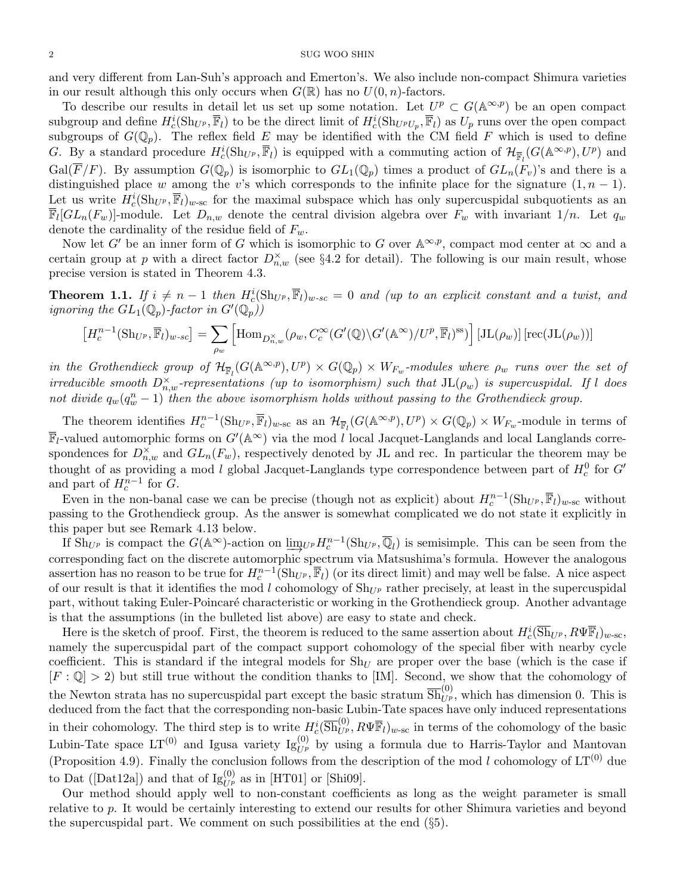and very different from Lan-Suh's approach and Emerton's. We also include non-compact Shimura varieties in our result although this only occurs when $G(\mathbb{R})$ has no $U(0,n)$-factors.

To describe our results in detail let us set up some notation. Let $U^p \subset G(\mathbb{A}^{\infty,p})$ be an open compact subgroup and define $H^i_c(\mathrm{Sh}_{U^p}, \overline{\mathbb{F}}_l)$ to be the direct limit of $H^i_c(\mathrm{Sh}_{U^pU_p}, \overline{\mathbb{F}}_l)$ as $U_p$ runs over the open compact subgroups of $G(\mathbb{Q}_p)$. The reflex field $E$ may be identified with the CM field $F$ which is used to define $G$. By a standard procedure $H^i_c(\mathrm{Sh}_{U^p}, \overline{\mathbb{F}}_l)$ is equipped with a commuting action of $\mathcal{H}_{\overline{\mathbb{F}}_l}(G(\mathbb{A}^{\infty,p}), U^p)$ and $\mathrm{Gal}(\overline{F}/F)$. By assumption $G(\mathbb{Q}_p)$ is isomorphic to $GL_1(\mathbb{Q}_p)$ times a product of $GL_n(F_v)$'s and there is a distinguished place $w$ among the $v$'s which corresponds to the infinite place for the signature $(1, n-1)$. Let us write $H^i_c(\mathrm{Sh}_{U^p}, \overline{\mathbb{F}}_l)_{w\text{-sc}}$ for the maximal subspace which has only supercuspidal subquotients as an $\overline{\mathbb{F}}_l[GL_n(F_w)]$-module. Let $D_{n,w}$ denote the central division algebra over $F_w$ with invariant $1/n$. Let $q_w$ denote the cardinality of the residue field of $F_w$.

Now let $G'$ be an inner form of $G$ which is isomorphic to $G$ over $\mathbb{A}^{\infty,p}$, compact mod center at $\infty$ and a certain group at $p$ with a direct factor $D^\times_{n,w}$ (see §4.2 for detail). The following is our main result, whose precise version is stated in Theorem 4.3.

**Theorem 1.1.** *If $i \neq n-1$ then $H^i_c(\mathrm{Sh}_{U^p}, \overline{\mathbb{F}}_l)_{w\text{-}sc} = 0$ and (up to an explicit constant and a twist, and ignoring the $GL_1(\mathbb{Q}_p)$-factor in $G'(\mathbb{Q}_p)$)*

$$\left[H^{n-1}_c(\mathrm{Sh}_{U^p}, \overline{\mathbb{F}}_l)_{w\text{-}sc}\right] = \sum_{\rho_w} \left[\mathrm{Hom}_{D^\times_{n,w}}(\rho_w, C^\infty_c(G'(\mathbb{Q})\backslash G'(\mathbb{A}^\infty)/U^p, \overline{\mathbb{F}}_l)^{\mathrm{ss}})\right] [\mathrm{JL}(\rho_w)] \, [\mathrm{rec}(\mathrm{JL}(\rho_w))]$$

*in the Grothendieck group of $\mathcal{H}_{\overline{\mathbb{F}}_l}(G(\mathbb{A}^{\infty,p}), U^p) \times G(\mathbb{Q}_p) \times W_{F_w}$-modules where $\rho_w$ runs over the set of irreducible smooth $D^\times_{n,w}$-representations (up to isomorphism) such that $\mathrm{JL}(\rho_w)$ is supercuspidal. If $l$ does not divide $q_w(q^n_w - 1)$ then the above isomorphism holds without passing to the Grothendieck group.*

The theorem identifies $H^{n-1}_c(\mathrm{Sh}_{U^p}, \overline{\mathbb{F}}_l)_{w\text{-sc}}$ as an $\mathcal{H}_{\overline{\mathbb{F}}_l}(G(\mathbb{A}^{\infty,p}), U^p) \times G(\mathbb{Q}_p) \times W_{F_w}$-module in terms of $\overline{\mathbb{F}}_l$-valued automorphic forms on $G'(\mathbb{A}^\infty)$ via the mod $l$ local Jacquet-Langlands and local Langlands correspondences for $D^\times_{n,w}$ and $GL_n(F_w)$, respectively denoted by JL and rec. In particular the theorem may be thought of as providing a mod $l$ global Jacquet-Langlands type correspondence between part of $H^0_c$ for $G'$ and part of $H^{n-1}_c$ for $G$.

Even in the non-banal case we can be precise (though not as explicit) about $H^{n-1}_c(\mathrm{Sh}_{U^p}, \overline{\mathbb{F}}_l)_{w\text{-sc}}$ without passing to the Grothendieck group. As the answer is somewhat complicated we do not state it explicitly in this paper but see Remark 4.13 below.

If $\mathrm{Sh}_{U^p}$ is compact the $G(\mathbb{A}^\infty)$-action on $\varinjlim_{U^p} H^{n-1}_c(\mathrm{Sh}_{U^p}, \overline{\mathbb{Q}}_l)$ is semisimple. This can be seen from the corresponding fact on the discrete automorphic spectrum via Matsushima's formula. However the analogous assertion has no reason to be true for $H^{n-1}_c(\mathrm{Sh}_{U^p}, \overline{\mathbb{F}}_l)$ (or its direct limit) and may well be false. A nice aspect of our result is that it identifies the mod $l$ cohomology of $\mathrm{Sh}_{U^p}$ rather precisely, at least in the supercuspidal part, without taking Euler-Poincaré characteristic or working in the Grothendieck group. Another advantage is that the assumptions (in the bulleted list above) are easy to state and check.

Here is the sketch of proof. First, the theorem is reduced to the same assertion about $H^i_c(\overline{\mathrm{Sh}}_{U^p}, R\Psi\overline{\mathbb{F}}_l)_{w\text{-sc}}$, namely the supercuspidal part of the compact support cohomology of the special fiber with nearby cycle coefficient. This is standard if the integral models for $\mathrm{Sh}_U$ are proper over the base (which is the case if $[F:\mathbb{Q}] > 2$) but still true without the condition thanks to [IM]. Second, we show that the cohomology of the Newton strata has no supercuspidal part except the basic stratum $\overline{\mathrm{Sh}}^{(0)}_{U^p}$, which has dimension 0. This is deduced from the fact that the corresponding non-basic Lubin-Tate spaces have only induced representations in their cohomology. The third step is to write $H^i_c(\overline{\mathrm{Sh}}^{(0)}_{U^p}, R\Psi\overline{\mathbb{F}}_l)_{w\text{-sc}}$ in terms of the cohomology of the basic Lubin-Tate space $\mathrm{LT}^{(0)}$ and Igusa variety $\mathrm{Ig}^{(0)}_{U^p}$ by using a formula due to Harris-Taylor and Mantovan (Proposition 4.9). Finally the conclusion follows from the description of the mod $l$ cohomology of $\mathrm{LT}^{(0)}$ due to Dat ([Dat12a]) and that of $\mathrm{Ig}^{(0)}_{U^p}$ as in [HT01] or [Shi09].

Our method should apply well to non-constant coefficients as long as the weight parameter is small relative to $p$. It would be certainly interesting to extend our results for other Shimura varieties and beyond the supercuspidal part. We comment on such possibilities at the end (§5).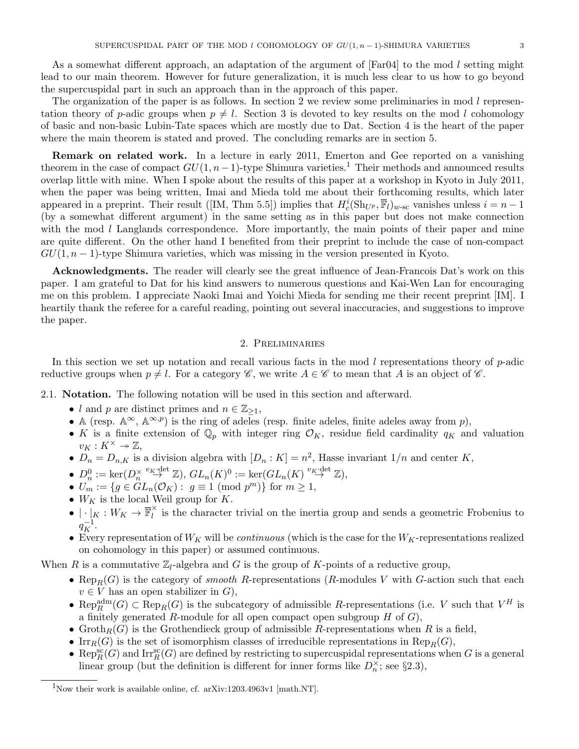As a somewhat different approach, an adaptation of the argument of [Far04] to the mod $l$ setting might lead to our main theorem. However for future generalization, it is much less clear to us how to go beyond the supercuspidal part in such an approach than in the approach of this paper.

The organization of the paper is as follows. In section 2 we review some preliminaries in mod $l$ representation theory of $p$-adic groups when $p \neq l$. Section 3 is devoted to key results on the mod $l$ cohomology of basic and non-basic Lubin-Tate spaces which are mostly due to Dat. Section 4 is the heart of the paper where the main theorem is stated and proved. The concluding remarks are in section 5.

**Remark on related work.** In a lecture in early 2011, Emerton and Gee reported on a vanishing theorem in the case of compact $GU(1, n-1)$-type Shimura varieties.[1] Their methods and announced results overlap little with mine. When I spoke about the results of this paper at a workshop in Kyoto in July 2011, when the paper was being written, Imai and Mieda told me about their forthcoming results, which later appeared in a preprint. Their result ([IM, Thm 5.5]) implies that $H^i_c(\mathrm{Sh}_{U^p}, \overline{\mathbb{F}}_l)_{w\text{-sc}}$ vanishes unless $i = n-1$ (by a somewhat different argument) in the same setting as in this paper but does not make connection with the mod $l$ Langlands correspondence. More importantly, the main points of their paper and mine are quite different. On the other hand I benefited from their preprint to include the case of non-compact $GU(1, n-1)$-type Shimura varieties, which was missing in the version presented in Kyoto.

**Acknowledgments.** The reader will clearly see the great influence of Jean-Francois Dat's work on this paper. I am grateful to Dat for his kind answers to numerous questions and Kai-Wen Lan for encouraging me on this problem. I appreciate Naoki Imai and Yoichi Mieda for sending me their recent preprint [IM]. I heartily thank the referee for a careful reading, pointing out several inaccuracies, and suggestions to improve the paper.

## 2. Preliminaries

In this section we set up notation and recall various facts in the mod $l$ representations theory of $p$-adic reductive groups when $p \neq l$. For a category $\mathscr{C}$, we write $A \in \mathscr{C}$ to mean that $A$ is an object of $\mathscr{C}$.

2.1. **Notation.** The following notation will be used in this section and afterward.

- $l$ and $p$ are distinct primes and $n \in \mathbb{Z}_{\geq 1}$,
- $\mathbb{A}$ (resp. $\mathbb{A}^\infty$, $\mathbb{A}^{\infty,p}$) is the ring of adeles (resp. finite adeles, finite adeles away from $p$),
- $K$ is a finite extension of $\mathbb{Q}_p$ with integer ring $\mathcal{O}_K$, residue field cardinality $q_K$ and valuation $v_K : K^\times \twoheadrightarrow \mathbb{Z}$,
- $D_n = D_{n,K}$ is a division algebra with $[D_n : K] = n^2$, Hasse invariant $1/n$ and center $K$,
- $D_n^0 := \ker(D_n^\times \overset{v_K\cdot\det}{\to} \mathbb{Z})$, $GL_n(K)^0 := \ker(GL_n(K) \overset{v_K\cdot\det}{\to} \mathbb{Z})$,
- $U_m := \{g \in GL_n(\mathcal{O}_K) : \ g \equiv 1 \pmod{p^m}\}$ for $m \geq 1$,
- $W_K$ is the local Weil group for $K$.
- $|\cdot|_K : W_K \to \overline{\mathbb{F}}_l^\times$ is the character trivial on the inertia group and sends a geometric Frobenius to $q_K^{-1}$.
- Every representation of $W_K$ will be *continuous* (which is the case for the $W_K$-representations realized on cohomology in this paper) or assumed continuous.

When $R$ is a commutative $\mathbb{Z}_l$-algebra and $G$ is the group of $K$-points of a reductive group,

- $\mathrm{Rep}_R(G)$ is the category of *smooth* $R$-representations ($R$-modules $V$ with $G$-action such that each $v \in V$ has an open stabilizer in $G$),
- $\mathrm{Rep}_R^{\mathrm{adm}}(G) \subset \mathrm{Rep}_R(G)$ is the subcategory of admissible $R$-representations (i.e. $V$ such that $V^H$ is a finitely generated $R$-module for all open compact open subgroup $H$ of $G$),
- $\mathrm{Groth}_R(G)$ is the Grothendieck group of admissible $R$-representations when $R$ is a field,
- $\mathrm{Irr}_R(G)$ is the set of isomorphism classes of irreducible representations in $\mathrm{Rep}_R(G)$,
- $\mathrm{Rep}_R^{\mathrm{sc}}(G)$ and $\mathrm{Irr}_R^{\mathrm{sc}}(G)$ are defined by restricting to supercuspidal representations when $G$ is a general linear group (but the definition is different for inner forms like $D_n^\times$; see §2.3),

[1] Now their work is available online, cf. arXiv:1203.4963v1 [math.NT].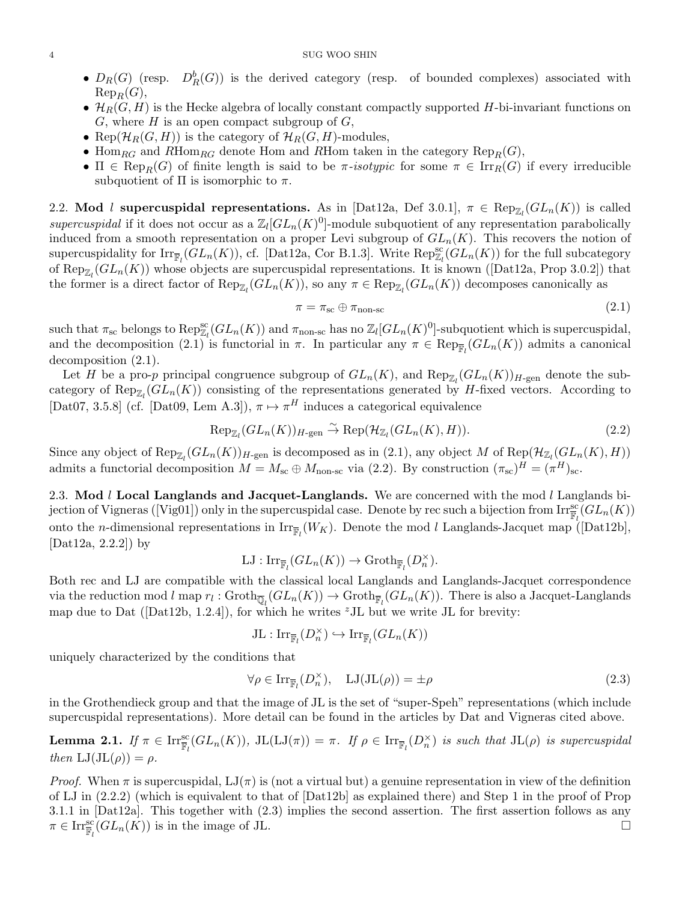- $D_R(G)$ (resp. $D^b_R(G)$) is the derived category (resp. of bounded complexes) associated with $\mathrm{Rep}_R(G)$,
- $\mathcal{H}_R(G,H)$ is the Hecke algebra of locally constant compactly supported $H$-bi-invariant functions on $G$, where $H$ is an open compact subgroup of $G$,
- $\mathrm{Rep}(\mathcal{H}_R(G,H))$ is the category of $\mathcal{H}_R(G,H)$-modules,
- $\mathrm{Hom}_{RG}$ and $R\mathrm{Hom}_{RG}$ denote Hom and $R$Hom taken in the category $\mathrm{Rep}_R(G)$,
- $\Pi \in \mathrm{Rep}_R(G)$ of finite length is said to be *$\pi$-isotypic* for some $\pi \in \mathrm{Irr}_R(G)$ if every irreducible subquotient of $\Pi$ is isomorphic to $\pi$.

**2.2. Mod $l$ supercuspidal representations.** As in [Dat12a, Def 3.0.1], $\pi \in \mathrm{Rep}_{\mathbb{Z}_l}(GL_n(K))$ is called *supercuspidal* if it does not occur as a $\mathbb{Z}_l[GL_n(K)^0]$-module subquotient of any representation parabolically induced from a smooth representation on a proper Levi subgroup of $GL_n(K)$. This recovers the notion of supercuspidality for $\mathrm{Irr}_{\overline{\mathbb{F}}_l}(GL_n(K))$, cf. [Dat12a, Cor B.1.3]. Write $\mathrm{Rep}^{\mathrm{sc}}_{\mathbb{Z}_l}(GL_n(K))$ for the full subcategory of $\mathrm{Rep}_{\mathbb{Z}_l}(GL_n(K))$ whose objects are supercuspidal representations. It is known ([Dat12a, Prop 3.0.2]) that the former is a direct factor of $\mathrm{Rep}_{\mathbb{Z}_l}(GL_n(K))$, so any $\pi \in \mathrm{Rep}_{\mathbb{Z}_l}(GL_n(K))$ decomposes canonically as

$$\pi = \pi_{\mathrm{sc}} \oplus \pi_{\text{non-sc}} \tag{2.1}$$

such that $\pi_{\mathrm{sc}}$ belongs to $\mathrm{Rep}^{\mathrm{sc}}_{\mathbb{Z}_l}(GL_n(K))$ and $\pi_{\text{non-sc}}$ has no $\mathbb{Z}_l[GL_n(K)^0]$-subquotient which is supercuspidal, and the decomposition (2.1) is functorial in $\pi$. In particular any $\pi \in \mathrm{Rep}_{\overline{\mathbb{F}}_l}(GL_n(K))$ admits a canonical decomposition (2.1).

Let $H$ be a pro-$p$ principal congruence subgroup of $GL_n(K)$, and $\mathrm{Rep}_{\mathbb{Z}_l}(GL_n(K))_{H\text{-gen}}$ denote the subcategory of $\mathrm{Rep}_{\mathbb{Z}_l}(GL_n(K))$ consisting of the representations generated by $H$-fixed vectors. According to [Dat07, 3.5.8] (cf. [Dat09, Lem A.3]), $\pi \mapsto \pi^H$ induces a categorical equivalence

$$\mathrm{Rep}_{\mathbb{Z}_l}(GL_n(K))_{H\text{-gen}} \stackrel{\sim}{\to} \mathrm{Rep}(\mathcal{H}_{\mathbb{Z}_l}(GL_n(K),H)). \tag{2.2}$$

Since any object of $\mathrm{Rep}_{\mathbb{Z}_l}(GL_n(K))_{H\text{-gen}}$ is decomposed as in (2.1), any object $M$ of $\mathrm{Rep}(\mathcal{H}_{\mathbb{Z}_l}(GL_n(K),H))$ admits a functorial decomposition $M = M_{\mathrm{sc}} \oplus M_{\text{non-sc}}$ via (2.2). By construction $(\pi_{\mathrm{sc}})^H = (\pi^H)_{\mathrm{sc}}$.

**2.3. Mod $l$ Local Langlands and Jacquet-Langlands.** We are concerned with the mod $l$ Langlands bijection of Vigneras ([Vig01]) only in the supercuspidal case. Denote by rec such a bijection from $\mathrm{Irr}^{\mathrm{sc}}_{\overline{\mathbb{F}}_l}(GL_n(K))$ onto the $n$-dimensional representations in $\mathrm{Irr}_{\overline{\mathbb{F}}_l}(W_K)$. Denote the mod $l$ Langlands-Jacquet map ([Dat12b], [Dat12a, 2.2.2]) by

$$\mathrm{LJ} : \mathrm{Irr}_{\overline{\mathbb{F}}_l}(GL_n(K)) \to \mathrm{Groth}_{\overline{\mathbb{F}}_l}(D_n^\times).$$

Both rec and LJ are compatible with the classical local Langlands and Langlands-Jacquet correspondence via the reduction mod $l$ map $r_l : \mathrm{Groth}_{\overline{\mathbb{Q}}_l}(GL_n(K)) \to \mathrm{Groth}_{\overline{\mathbb{F}}_l}(GL_n(K))$. There is also a Jacquet-Langlands map due to Dat ([Dat12b, 1.2.4]), for which he writes ${}^z\mathrm{JL}$ but we write JL for brevity:

$$\mathrm{JL} : \mathrm{Irr}_{\overline{\mathbb{F}}_l}(D_n^\times) \hookrightarrow \mathrm{Irr}_{\overline{\mathbb{F}}_l}(GL_n(K))$$

uniquely characterized by the conditions that

$$\forall \rho \in \mathrm{Irr}_{\overline{\mathbb{F}}_l}(D_n^\times), \quad \mathrm{LJ}(\mathrm{JL}(\rho)) = \pm\rho \tag{2.3}$$

in the Grothendieck group and that the image of JL is the set of "super-Speh" representations (which include supercuspidal representations). More detail can be found in the articles by Dat and Vigneras cited above.

**Lemma 2.1.** *If $\pi \in \mathrm{Irr}^{\mathrm{sc}}_{\overline{\mathbb{F}}_l}(GL_n(K))$, $\mathrm{JL}(\mathrm{LJ}(\pi)) = \pi$. If $\rho \in \mathrm{Irr}_{\overline{\mathbb{F}}_l}(D_n^\times)$ is such that $\mathrm{JL}(\rho)$ is supercuspidal then $\mathrm{LJ}(\mathrm{JL}(\rho)) = \rho$.*

*Proof.* When $\pi$ is supercuspidal, $\mathrm{LJ}(\pi)$ is (not a virtual but) a genuine representation in view of the definition of LJ in (2.2.2) (which is equivalent to that of [Dat12b] as explained there) and Step 1 in the proof of Prop 3.1.1 in [Dat12a]. This together with (2.3) implies the second assertion. The first assertion follows as any $\pi \in \mathrm{Irr}^{\mathrm{sc}}_{\overline{\mathbb{F}}_l}(GL_n(K))$ is in the image of JL. □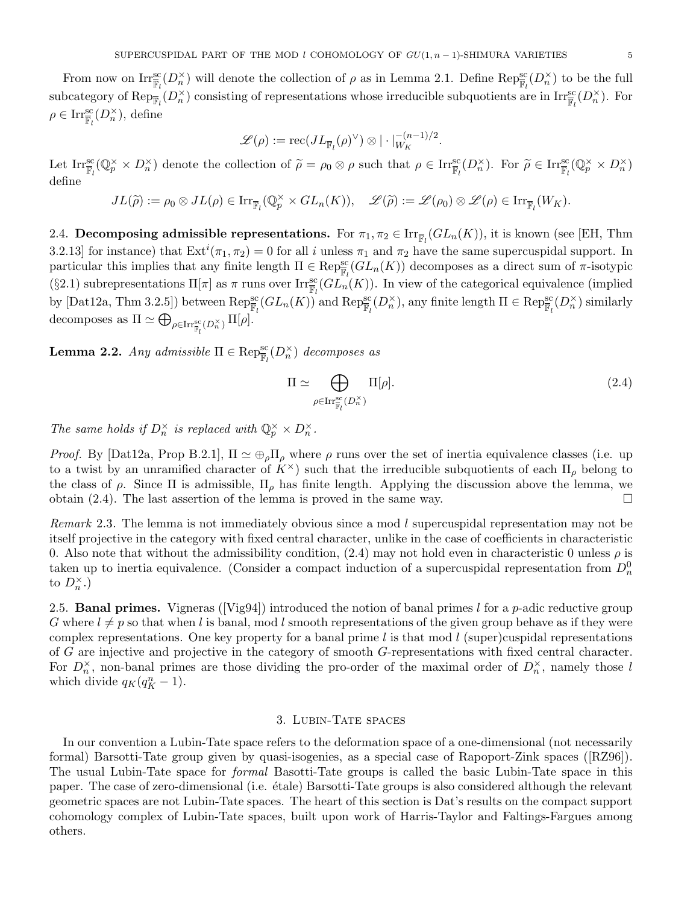From now on $\mathrm{Irr}^{\mathrm{sc}}_{\overline{\mathbb{F}}_l}(D_n^\times)$ will denote the collection of $\rho$ as in Lemma 2.1. Define $\mathrm{Rep}^{\mathrm{sc}}_{\overline{\mathbb{F}}_l}(D_n^\times)$ to be the full subcategory of $\mathrm{Rep}_{\overline{\mathbb{F}}_l}(D_n^\times)$ consisting of representations whose irreducible subquotients are in $\mathrm{Irr}^{\mathrm{sc}}_{\overline{\mathbb{F}}_l}(D_n^\times)$. For $\rho \in \mathrm{Irr}^{\mathrm{sc}}_{\overline{\mathbb{F}}_l}(D_n^\times)$, define

$$\mathscr{L}(\rho) := \mathrm{rec}(JL_{\overline{\mathbb{F}}_l}(\rho)^\vee) \otimes |\cdot|_{W_K}^{-(n-1)/2}.$$

Let $\mathrm{Irr}^{\mathrm{sc}}_{\overline{\mathbb{F}}_l}(\mathbb{Q}_p^\times \times D_n^\times)$ denote the collection of $\widetilde{\rho} = \rho_0 \otimes \rho$ such that $\rho \in \mathrm{Irr}^{\mathrm{sc}}_{\overline{\mathbb{F}}_l}(D_n^\times)$. For $\widetilde{\rho} \in \mathrm{Irr}^{\mathrm{sc}}_{\overline{\mathbb{F}}_l}(\mathbb{Q}_p^\times \times D_n^\times)$ define

$$JL(\widetilde{\rho}) := \rho_0 \otimes JL(\rho) \in \mathrm{Irr}_{\overline{\mathbb{F}}_l}(\mathbb{Q}_p^\times \times GL_n(K)), \quad \mathscr{L}(\widetilde{\rho}) := \mathscr{L}(\rho_0) \otimes \mathscr{L}(\rho) \in \mathrm{Irr}_{\overline{\mathbb{F}}_l}(W_K).$$

2.4. **Decomposing admissible representations.** For $\pi_1, \pi_2 \in \mathrm{Irr}_{\overline{\mathbb{F}}_l}(GL_n(K))$, it is known (see [EH, Thm 3.2.13] for instance) that $\mathrm{Ext}^i(\pi_1, \pi_2) = 0$ for all $i$ unless $\pi_1$ and $\pi_2$ have the same supercuspidal support. In particular this implies that any finite length $\Pi \in \mathrm{Rep}^{\mathrm{sc}}_{\overline{\mathbb{F}}_l}(GL_n(K))$ decomposes as a direct sum of $\pi$-isotypic (§2.1) subrepresentations $\Pi[\pi]$ as $\pi$ runs over $\mathrm{Irr}^{\mathrm{sc}}_{\overline{\mathbb{F}}_l}(GL_n(K))$. In view of the categorical equivalence (implied by [Dat12a, Thm 3.2.5]) between $\mathrm{Rep}^{\mathrm{sc}}_{\overline{\mathbb{F}}_l}(GL_n(K))$ and $\mathrm{Rep}^{\mathrm{sc}}_{\overline{\mathbb{F}}_l}(D_n^\times)$, any finite length $\Pi \in \mathrm{Rep}^{\mathrm{sc}}_{\overline{\mathbb{F}}_l}(D_n^\times)$ similarly decomposes as $\Pi \simeq \bigoplus_{\rho \in \mathrm{Irr}^{\mathrm{sc}}_{\overline{\mathbb{F}}_l}(D_n^\times)} \Pi[\rho]$.

**Lemma 2.2.** *Any admissible $\Pi \in \mathrm{Rep}^{\mathrm{sc}}_{\overline{\mathbb{F}}_l}(D_n^\times)$ decomposes as*

$$\Pi \simeq \bigoplus_{\rho \in \mathrm{Irr}^{\mathrm{sc}}_{\overline{\mathbb{F}}_l}(D_n^\times)} \Pi[\rho]. \tag{2.4}$$

*The same holds if $D_n^\times$ is replaced with $\mathbb{Q}_p^\times \times D_n^\times$.*

*Proof.* By [Dat12a, Prop B.2.1], $\Pi \simeq \oplus_\rho \Pi_\rho$ where $\rho$ runs over the set of inertia equivalence classes (i.e. up to a twist by an unramified character of $K^\times$) such that the irreducible subquotients of each $\Pi_\rho$ belong to the class of $\rho$. Since $\Pi$ is admissible, $\Pi_\rho$ has finite length. Applying the discussion above the lemma, we obtain (2.4). The last assertion of the lemma is proved in the same way. $\square$

*Remark* 2.3. The lemma is not immediately obvious since a mod $l$ supercuspidal representation may not be itself projective in the category with fixed central character, unlike in the case of coefficients in characteristic 0. Also note that without the admissibility condition, (2.4) may not hold even in characteristic 0 unless $\rho$ is taken up to inertia equivalence. (Consider a compact induction of a supercuspidal representation from $D_n^0$ to $D_n^\times$.)

2.5. **Banal primes.** Vigneras ([Vig94]) introduced the notion of banal primes $l$ for a $p$-adic reductive group $G$ where $l \neq p$ so that when $l$ is banal, mod $l$ smooth representations of the given group behave as if they were complex representations. One key property for a banal prime $l$ is that mod $l$ (super)cuspidal representations of $G$ are injective and projective in the category of smooth $G$-representations with fixed central character. For $D_n^\times$, non-banal primes are those dividing the pro-order of the maximal order of $D_n^\times$, namely those $l$ which divide $q_K(q_K^n - 1)$.

## 3. Lubin-Tate spaces

In our convention a Lubin-Tate space refers to the deformation space of a one-dimensional (not necessarily formal) Barsotti-Tate group given by quasi-isogenies, as a special case of Rapoport-Zink spaces ([RZ96]). The usual Lubin-Tate space for *formal* Basotti-Tate groups is called the basic Lubin-Tate space in this paper. The case of zero-dimensional (i.e. étale) Barsotti-Tate groups is also considered although the relevant geometric spaces are not Lubin-Tate spaces. The heart of this section is Dat's results on the compact support cohomology complex of Lubin-Tate spaces, built upon work of Harris-Taylor and Faltings-Fargues among others.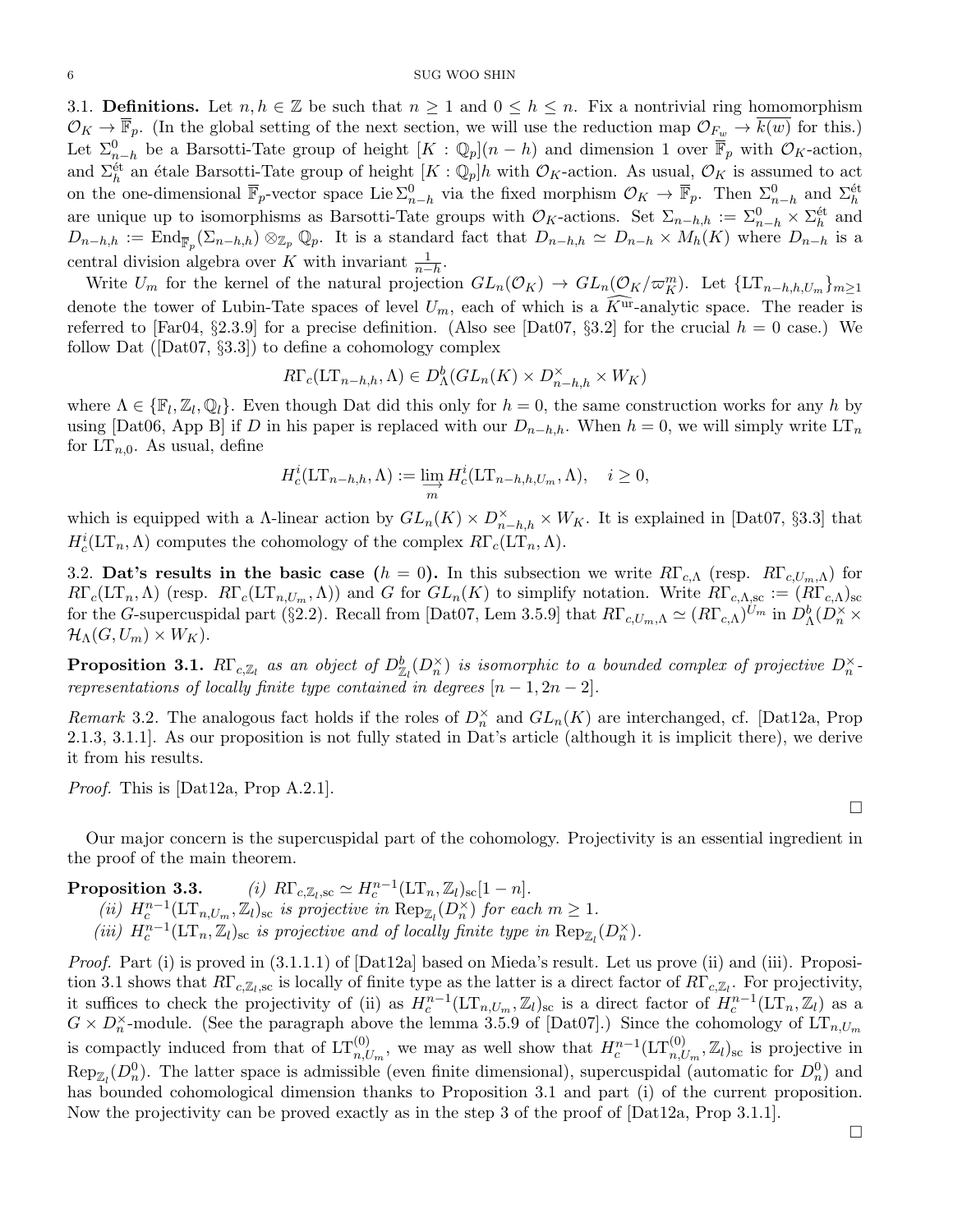3.1. **Definitions.** Let $n, h \in \mathbb{Z}$ be such that $n \geq 1$ and $0 \leq h \leq n$. Fix a nontrivial ring homomorphism $\mathcal{O}_K \to \overline{\mathbb{F}}_p$. (In the global setting of the next section, we will use the reduction map $\mathcal{O}_{F_w} \to \overline{k(w)}$ for this.) Let $\Sigma^0_{n-h}$ be a Barsotti-Tate group of height $[K:\mathbb{Q}_p](n-h)$ and dimension 1 over $\overline{\mathbb{F}}_p$ with $\mathcal{O}_K$-action, and $\Sigma^{\text{ét}}_h$ an étale Barsotti-Tate group of height $[K:\mathbb{Q}_p]h$ with $\mathcal{O}_K$-action. As usual, $\mathcal{O}_K$ is assumed to act on the one-dimensional $\overline{\mathbb{F}}_p$-vector space $\mathrm{Lie}\,\Sigma^0_{n-h}$ via the fixed morphism $\mathcal{O}_K \to \overline{\mathbb{F}}_p$. Then $\Sigma^0_{n-h}$ and $\Sigma^{\text{ét}}_h$ are unique up to isomorphisms as Barsotti-Tate groups with $\mathcal{O}_K$-actions. Set $\Sigma_{n-h,h} := \Sigma^0_{n-h} \times \Sigma^{\text{ét}}_h$ and $D_{n-h,h} := \mathrm{End}_{\overline{\mathbb{F}}_p}(\Sigma_{n-h,h}) \otimes_{\mathbb{Z}_p} \mathbb{Q}_p$. It is a standard fact that $D_{n-h,h} \simeq D_{n-h} \times M_h(K)$ where $D_{n-h}$ is a central division algebra over $K$ with invariant $\frac{1}{n-h}$.

Write $U_m$ for the kernel of the natural projection $GL_n(\mathcal{O}_K) \to GL_n(\mathcal{O}_K/\varpi_K^m)$. Let $\{\mathrm{LT}_{n-h,h,U_m}\}_{m\geq 1}$ denote the tower of Lubin-Tate spaces of level $U_m$, each of which is a $\widehat{K^{\mathrm{ur}}}$-analytic space. The reader is referred to [Far04, §2.3.9] for a precise definition. (Also see [Dat07, §3.2] for the crucial $h=0$ case.) We follow Dat ([Dat07, §3.3]) to define a cohomology complex

$$R\Gamma_c(\mathrm{LT}_{n-h,h}, \Lambda) \in D^b_\Lambda(GL_n(K) \times D^\times_{n-h,h} \times W_K)$$

where $\Lambda \in \{\mathbb{F}_l, \mathbb{Z}_l, \mathbb{Q}_l\}$. Even though Dat did this only for $h=0$, the same construction works for any $h$ by using [Dat06, App B] if $D$ in his paper is replaced with our $D_{n-h,h}$. When $h=0$, we will simply write $\mathrm{LT}_n$ for $\mathrm{LT}_{n,0}$. As usual, define

$$H^i_c(\mathrm{LT}_{n-h,h}, \Lambda) := \varinjlim_m H^i_c(\mathrm{LT}_{n-h,h,U_m}, \Lambda), \quad i \geq 0,$$

which is equipped with a $\Lambda$-linear action by $GL_n(K) \times D^\times_{n-h,h} \times W_K$. It is explained in [Dat07, §3.3] that $H^i_c(\mathrm{LT}_n, \Lambda)$ computes the cohomology of the complex $R\Gamma_c(\mathrm{LT}_n, \Lambda)$.

3.2. **Dat's results in the basic case ($h = 0$).** In this subsection we write $R\Gamma_{c,\Lambda}$ (resp. $R\Gamma_{c,U_m,\Lambda}$) for $R\Gamma_c(\mathrm{LT}_n, \Lambda)$ (resp. $R\Gamma_c(\mathrm{LT}_{n,U_m}, \Lambda)$) and $G$ for $GL_n(K)$ to simplify notation. Write $R\Gamma_{c,\Lambda,\mathrm{sc}} := (R\Gamma_{c,\Lambda})_{\mathrm{sc}}$ for the $G$-supercuspidal part (§2.2). Recall from [Dat07, Lem 3.5.9] that $R\Gamma_{c,U_m,\Lambda} \simeq (R\Gamma_{c,\Lambda})^{U_m}$ in $D^b_\Lambda(D^\times_n \times \mathcal{H}_\Lambda(G, U_m) \times W_K)$.

**Proposition 3.1.** *$R\Gamma_{c,\mathbb{Z}_l}$ as an object of $D^b_{\mathbb{Z}_l}(D^\times_n)$ is isomorphic to a bounded complex of projective $D^\times_n$-representations of locally finite type contained in degrees $[n-1, 2n-2]$.*

*Remark* 3.2. The analogous fact holds if the roles of $D^\times_n$ and $GL_n(K)$ are interchanged, cf. [Dat12a, Prop 2.1.3, 3.1.1]. As our proposition is not fully stated in Dat's article (although it is implicit there), we derive it from his results.

*Proof.* This is [Dat12a, Prop A.2.1]. □

Our major concern is the supercuspidal part of the cohomology. Projectivity is an essential ingredient in the proof of the main theorem.

**Proposition 3.3.** *(i) $R\Gamma_{c,\mathbb{Z}_l,\mathrm{sc}} \simeq H^{n-1}_c(\mathrm{LT}_n, \mathbb{Z}_l)_{\mathrm{sc}}[1-n]$.*
*(ii) $H^{n-1}_c(\mathrm{LT}_{n,U_m}, \mathbb{Z}_l)_{\mathrm{sc}}$ is projective in $\mathrm{Rep}_{\mathbb{Z}_l}(D^\times_n)$ for each $m \geq 1$.*
*(iii) $H^{n-1}_c(\mathrm{LT}_n, \mathbb{Z}_l)_{\mathrm{sc}}$ is projective and of locally finite type in $\mathrm{Rep}_{\mathbb{Z}_l}(D^\times_n)$.*

*Proof.* Part (i) is proved in (3.1.1.1) of [Dat12a] based on Mieda's result. Let us prove (ii) and (iii). Proposition 3.1 shows that $R\Gamma_{c,\mathbb{Z}_l,\mathrm{sc}}$ is locally of finite type as the latter is a direct factor of $R\Gamma_{c,\mathbb{Z}_l}$. For projectivity, it suffices to check the projectivity of (ii) as $H^{n-1}_c(\mathrm{LT}_{n,U_m}, \mathbb{Z}_l)_{\mathrm{sc}}$ is a direct factor of $H^{n-1}_c(\mathrm{LT}_n, \mathbb{Z}_l)$ as a $G \times D^\times_n$-module. (See the paragraph above the lemma 3.5.9 of [Dat07].) Since the cohomology of $\mathrm{LT}_{n,U_m}$ is compactly induced from that of $\mathrm{LT}^{(0)}_{n,U_m}$, we may as well show that $H^{n-1}_c(\mathrm{LT}^{(0)}_{n,U_m}, \mathbb{Z}_l)_{\mathrm{sc}}$ is projective in $\mathrm{Rep}_{\mathbb{Z}_l}(D^0_n)$. The latter space is admissible (even finite dimensional), supercuspidal (automatic for $D^0_n$) and has bounded cohomological dimension thanks to Proposition 3.1 and part (i) of the current proposition. Now the projectivity can be proved exactly as in the step 3 of the proof of [Dat12a, Prop 3.1.1]. □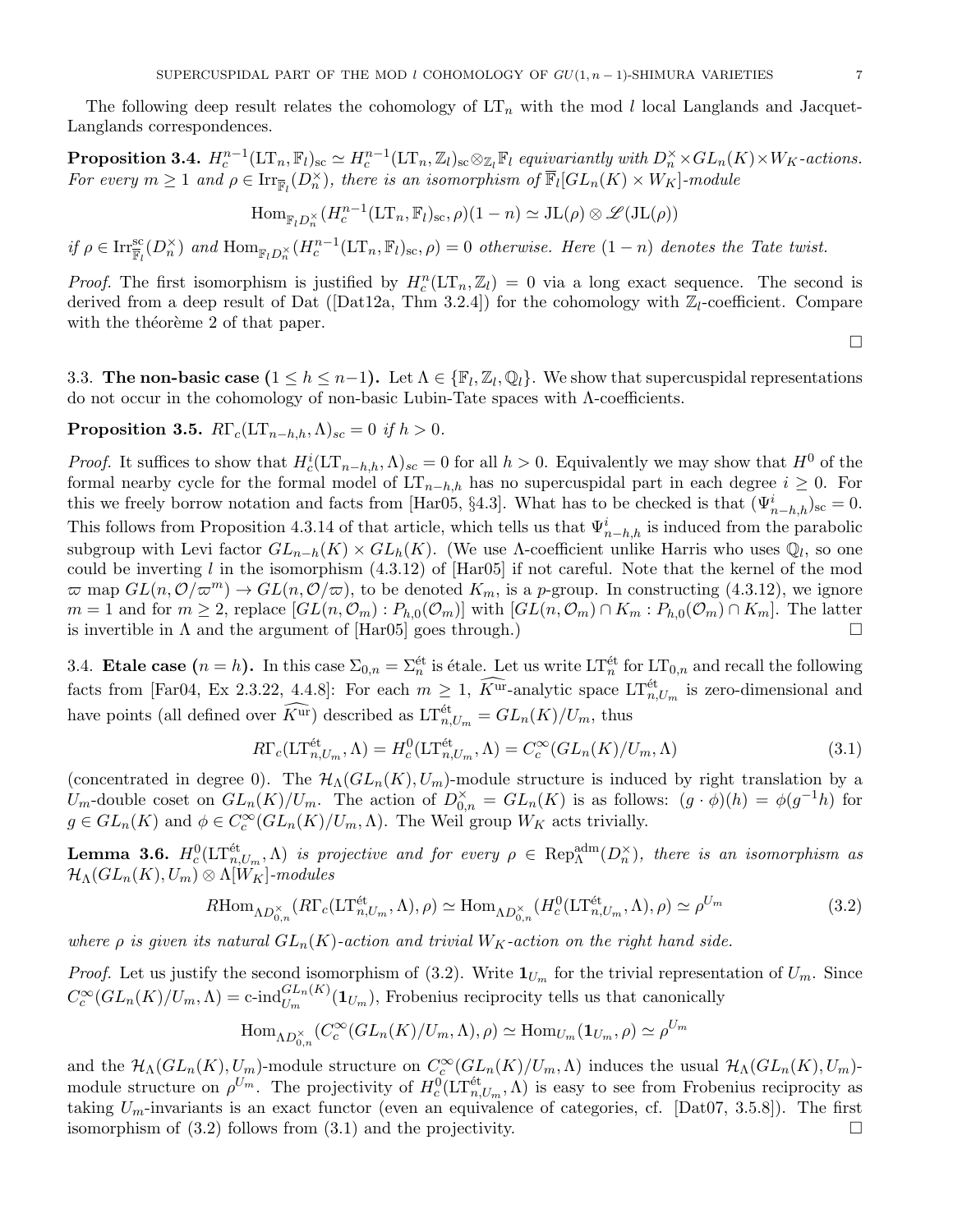The following deep result relates the cohomology of $\mathrm{LT}_n$ with the mod $l$ local Langlands and Jacquet-Langlands correspondences.

**Proposition 3.4.** *$H^{n-1}_c(\mathrm{LT}_n, \mathbb{F}_l)_{\mathrm{sc}} \simeq H^{n-1}_c(\mathrm{LT}_n, \mathbb{Z}_l)_{\mathrm{sc}} \otimes_{\mathbb{Z}_l} \mathbb{F}_l$ equivariantly with $D_n^\times \times GL_n(K) \times W_K$-actions. For every $m \geq 1$ and $\rho \in \mathrm{Irr}_{\overline{\mathbb{F}}_l}(D_n^\times)$, there is an isomorphism of $\overline{\mathbb{F}}_l[GL_n(K) \times W_K]$-module*

$$\mathrm{Hom}_{\mathbb{F}_l D_n^\times}(H^{n-1}_c(\mathrm{LT}_n, \mathbb{F}_l)_{\mathrm{sc}}, \rho)(1-n) \simeq \mathrm{JL}(\rho) \otimes \mathscr{L}(\mathrm{JL}(\rho))$$

*if $\rho \in \mathrm{Irr}^{\mathrm{sc}}_{\overline{\mathbb{F}}_l}(D_n^\times)$ and $\mathrm{Hom}_{\mathbb{F}_l D_n^\times}(H^{n-1}_c(\mathrm{LT}_n, \mathbb{F}_l)_{\mathrm{sc}}, \rho) = 0$ otherwise. Here $(1-n)$ denotes the Tate twist.*

*Proof.* The first isomorphism is justified by $H^n_c(\mathrm{LT}_n, \mathbb{Z}_l) = 0$ via a long exact sequence. The second is derived from a deep result of Dat ([Dat12a, Thm 3.2.4]) for the cohomology with $\mathbb{Z}_l$-coefficient. Compare with the théorème 2 of that paper. □

3.3. **The non-basic case ($1 \leq h \leq n-1$).** Let $\Lambda \in \{\mathbb{F}_l, \mathbb{Z}_l, \mathbb{Q}_l\}$. We show that supercuspidal representations do not occur in the cohomology of non-basic Lubin-Tate spaces with $\Lambda$-coefficients.

**Proposition 3.5.** *$R\Gamma_c(\mathrm{LT}_{n-h,h}, \Lambda)_{sc} = 0$ if $h > 0$.*

*Proof.* It suffices to show that $H^i_c(\mathrm{LT}_{n-h,h}, \Lambda)_{sc} = 0$ for all $h > 0$. Equivalently we may show that $H^0$ of the formal nearby cycle for the formal model of $\mathrm{LT}_{n-h,h}$ has no supercuspidal part in each degree $i \geq 0$. For this we freely borrow notation and facts from [Har05, §4.3]. What has to be checked is that $(\Psi^i_{n-h,h})_{\mathrm{sc}} = 0$. This follows from Proposition 4.3.14 of that article, which tells us that $\Psi^i_{n-h,h}$ is induced from the parabolic subgroup with Levi factor $GL_{n-h}(K) \times GL_h(K)$. (We use $\Lambda$-coefficient unlike Harris who uses $\mathbb{Q}_l$, so one could be inverting $l$ in the isomorphism (4.3.12) of [Har05] if not careful. Note that the kernel of the mod $\varpi$ map $GL(n, \mathcal{O}/\varpi^m) \to GL(n, \mathcal{O}/\varpi)$, to be denoted $K_m$, is a $p$-group. In constructing (4.3.12), we ignore $m = 1$ and for $m \geq 2$, replace $[GL(n, \mathcal{O}_m) : P_{h,0}(\mathcal{O}_m)]$ with $[GL(n, \mathcal{O}_m) \cap K_m : P_{h,0}(\mathcal{O}_m) \cap K_m]$. The latter is invertible in $\Lambda$ and the argument of [Har05] goes through.) □

3.4. **Etale case ($n = h$).** In this case $\Sigma_{0,n} = \Sigma^{\text{ét}}_n$ is étale. Let us write $\mathrm{LT}^{\text{ét}}_n$ for $\mathrm{LT}_{0,n}$ and recall the following facts from [Far04, Ex 2.3.22, 4.4.8]: For each $m \geq 1$, $\widehat{K^{\mathrm{ur}}}$-analytic space $\mathrm{LT}^{\text{ét}}_{n,U_m}$ is zero-dimensional and have points (all defined over $\widehat{K^{\mathrm{ur}}}$) described as $\mathrm{LT}^{\text{ét}}_{n,U_m} = GL_n(K)/U_m$, thus

$$R\Gamma_c(\mathrm{LT}^{\text{ét}}_{n,U_m}, \Lambda) = H^0_c(\mathrm{LT}^{\text{ét}}_{n,U_m}, \Lambda) = C^\infty_c(GL_n(K)/U_m, \Lambda) \tag{3.1}$$

(concentrated in degree 0). The $\mathcal{H}_\Lambda(GL_n(K), U_m)$-module structure is induced by right translation by a $U_m$-double coset on $GL_n(K)/U_m$. The action of $D^\times_{0,n} = GL_n(K)$ is as follows: $(g \cdot \phi)(h) = \phi(g^{-1}h)$ for $g \in GL_n(K)$ and $\phi \in C^\infty_c(GL_n(K)/U_m, \Lambda)$. The Weil group $W_K$ acts trivially.

**Lemma 3.6.** *$H^0_c(\mathrm{LT}^{\text{ét}}_{n,U_m}, \Lambda)$ is projective and for every $\rho \in \mathrm{Rep}^{\mathrm{adm}}_\Lambda(D_n^\times)$, there is an isomorphism as $\mathcal{H}_\Lambda(GL_n(K), U_m) \otimes \Lambda[W_K]$-modules*

$$R\mathrm{Hom}_{\Lambda D^\times_{0,n}}(R\Gamma_c(\mathrm{LT}^{\text{ét}}_{n,U_m}, \Lambda), \rho) \simeq \mathrm{Hom}_{\Lambda D^\times_{0,n}}(H^0_c(\mathrm{LT}^{\text{ét}}_{n,U_m}, \Lambda), \rho) \simeq \rho^{U_m} \tag{3.2}$$

*where $\rho$ is given its natural $GL_n(K)$-action and trivial $W_K$-action on the right hand side.*

*Proof.* Let us justify the second isomorphism of (3.2). Write $\mathbf{1}_{U_m}$ for the trivial representation of $U_m$. Since $C^\infty_c(GL_n(K)/U_m, \Lambda) = \text{c-ind}^{GL_n(K)}_{U_m}(\mathbf{1}_{U_m})$, Frobenius reciprocity tells us that canonically

$$\mathrm{Hom}_{\Lambda D^\times_{0,n}}(C^\infty_c(GL_n(K)/U_m, \Lambda), \rho) \simeq \mathrm{Hom}_{U_m}(\mathbf{1}_{U_m}, \rho) \simeq \rho^{U_m}$$

and the $\mathcal{H}_\Lambda(GL_n(K), U_m)$-module structure on $C^\infty_c(GL_n(K)/U_m, \Lambda)$ induces the usual $\mathcal{H}_\Lambda(GL_n(K), U_m)$-module structure on $\rho^{U_m}$. The projectivity of $H^0_c(\mathrm{LT}^{\text{ét}}_{n,U_m}, \Lambda)$ is easy to see from Frobenius reciprocity as taking $U_m$-invariants is an exact functor (even an equivalence of categories, cf. [Dat07, 3.5.8]). The first isomorphism of (3.2) follows from (3.1) and the projectivity. □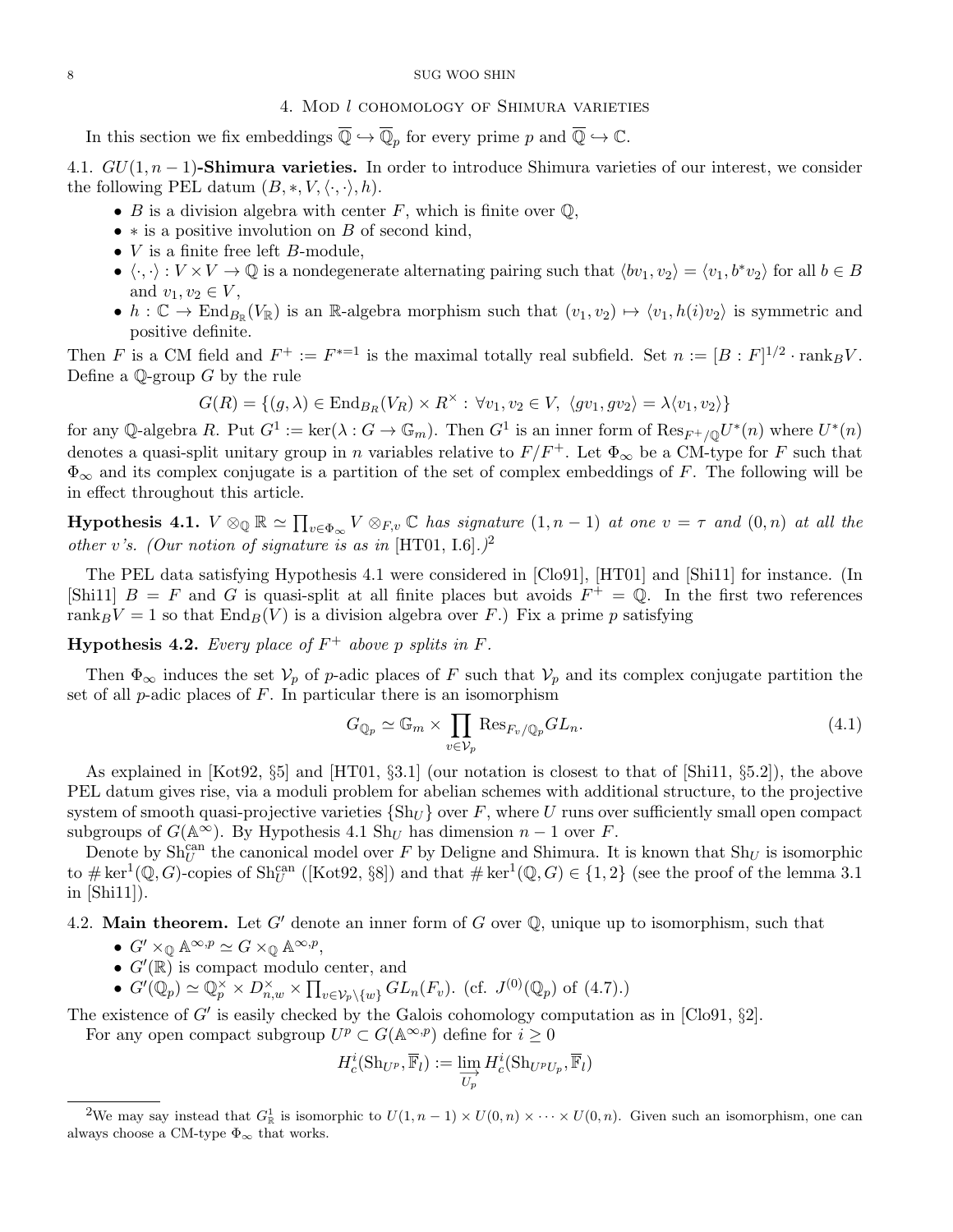## 4. Mod $l$ cohomology of Shimura varieties

In this section we fix embeddings $\overline{\mathbb{Q}} \hookrightarrow \overline{\mathbb{Q}}_p$ for every prime $p$ and $\overline{\mathbb{Q}} \hookrightarrow \mathbb{C}$.

### 4.1. $GU(1, n-1)$-Shimura varieties.

In order to introduce Shimura varieties of our interest, we consider the following PEL datum $(B, *, V, \langle\cdot,\cdot\rangle, h)$.

- $B$ is a division algebra with center $F$, which is finite over $\mathbb{Q}$,
- $*$ is a positive involution on $B$ of second kind,
- $V$ is a finite free left $B$-module,
- $\langle\cdot,\cdot\rangle : V \times V \to \mathbb{Q}$ is a nondegenerate alternating pairing such that $\langle bv_1, v_2\rangle = \langle v_1, b^*v_2\rangle$ for all $b \in B$ and $v_1, v_2 \in V$,
- $h : \mathbb{C} \to \mathrm{End}_{B_\mathbb{R}}(V_\mathbb{R})$ is an $\mathbb{R}$-algebra morphism such that $(v_1, v_2) \mapsto \langle v_1, h(i)v_2\rangle$ is symmetric and positive definite.

Then $F$ is a CM field and $F^+ := F^{*=1}$ is the maximal totally real subfield. Set $n := [B : F]^{1/2} \cdot \mathrm{rank}_B V$. Define a $\mathbb{Q}$-group $G$ by the rule

$$G(R) = \{(g, \lambda) \in \mathrm{End}_{B_R}(V_R) \times R^\times : \forall v_1, v_2 \in V,\ \langle gv_1, gv_2\rangle = \lambda\langle v_1, v_2\rangle\}$$

for any $\mathbb{Q}$-algebra $R$. Put $G^1 := \ker(\lambda : G \to \mathbb{G}_m)$. Then $G^1$ is an inner form of $\mathrm{Res}_{F^+/\mathbb{Q}} U^*(n)$ where $U^*(n)$ denotes a quasi-split unitary group in $n$ variables relative to $F/F^+$. Let $\Phi_\infty$ be a CM-type for $F$ such that $\Phi_\infty$ and its complex conjugate is a partition of the set of complex embeddings of $F$. The following will be in effect throughout this article.

**Hypothesis 4.1.** *$V \otimes_\mathbb{Q} \mathbb{R} \simeq \prod_{v \in \Phi_\infty} V \otimes_{F,v} \mathbb{C}$ has signature $(1, n-1)$ at one $v = \tau$ and $(0, n)$ at all the other $v$'s. (Our notion of signature is as in* [HT01, I.6]*.)*[2]

The PEL data satisfying Hypothesis 4.1 were considered in [Clo91], [HT01] and [Shi11] for instance. (In [Shi11] $B = F$ and $G$ is quasi-split at all finite places but avoids $F^+ = \mathbb{Q}$. In the first two references $\mathrm{rank}_B V = 1$ so that $\mathrm{End}_B(V)$ is a division algebra over $F$.) Fix a prime $p$ satisfying

**Hypothesis 4.2.** *Every place of $F^+$ above $p$ splits in $F$.*

Then $\Phi_\infty$ induces the set $\mathcal{V}_p$ of $p$-adic places of $F$ such that $\mathcal{V}_p$ and its complex conjugate partition the set of all $p$-adic places of $F$. In particular there is an isomorphism

$$G_{\mathbb{Q}_p} \simeq \mathbb{G}_m \times \prod_{v \in \mathcal{V}_p} \mathrm{Res}_{F_v/\mathbb{Q}_p} GL_n. \tag{4.1}$$

As explained in [Kot92, §5] and [HT01, §3.1] (our notation is closest to that of [Shi11, §5.2]), the above PEL datum gives rise, via a moduli problem for abelian schemes with additional structure, to the projective system of smooth quasi-projective varieties $\{\mathrm{Sh}_U\}$ over $F$, where $U$ runs over sufficiently small open compact subgroups of $G(\mathbb{A}^\infty)$. By Hypothesis 4.1 $\mathrm{Sh}_U$ has dimension $n-1$ over $F$.

Denote by $\mathrm{Sh}_U^{\mathrm{can}}$ the canonical model over $F$ by Deligne and Shimura. It is known that $\mathrm{Sh}_U$ is isomorphic to $\#\ker^1(\mathbb{Q}, G)$-copies of $\mathrm{Sh}_U^{\mathrm{can}}$ ([Kot92, §8]) and that $\#\ker^1(\mathbb{Q}, G) \in \{1, 2\}$ (see the proof of the lemma 3.1 in [Shi11]).

### 4.2. Main theorem.

Let $G'$ denote an inner form of $G$ over $\mathbb{Q}$, unique up to isomorphism, such that

- $G' \times_\mathbb{Q} \mathbb{A}^{\infty,p} \simeq G \times_\mathbb{Q} \mathbb{A}^{\infty,p}$,
- $G'(\mathbb{R})$ is compact modulo center, and
- $G'(\mathbb{Q}_p) \simeq \mathbb{Q}_p^\times \times D_{n,w}^\times \times \prod_{v \in \mathcal{V}_p \setminus \{w\}} GL_n(F_v)$. (cf. $J^{(0)}(\mathbb{Q}_p)$ of (4.7).)

The existence of $G'$ is easily checked by the Galois cohomology computation as in [Clo91, §2].

For any open compact subgroup $U^p \subset G(\mathbb{A}^{\infty,p})$ define for $i \geq 0$

$$H_c^i(\mathrm{Sh}_{U^p}, \overline{\mathbb{F}}_l) := \varinjlim_{U_p} H_c^i(\mathrm{Sh}_{U^pU_p}, \overline{\mathbb{F}}_l)$$

---

[2] We may say instead that $G^1_\mathbb{R}$ is isomorphic to $U(1, n-1) \times U(0, n) \times \cdots \times U(0, n)$. Given such an isomorphism, one can always choose a CM-type $\Phi_\infty$ that works.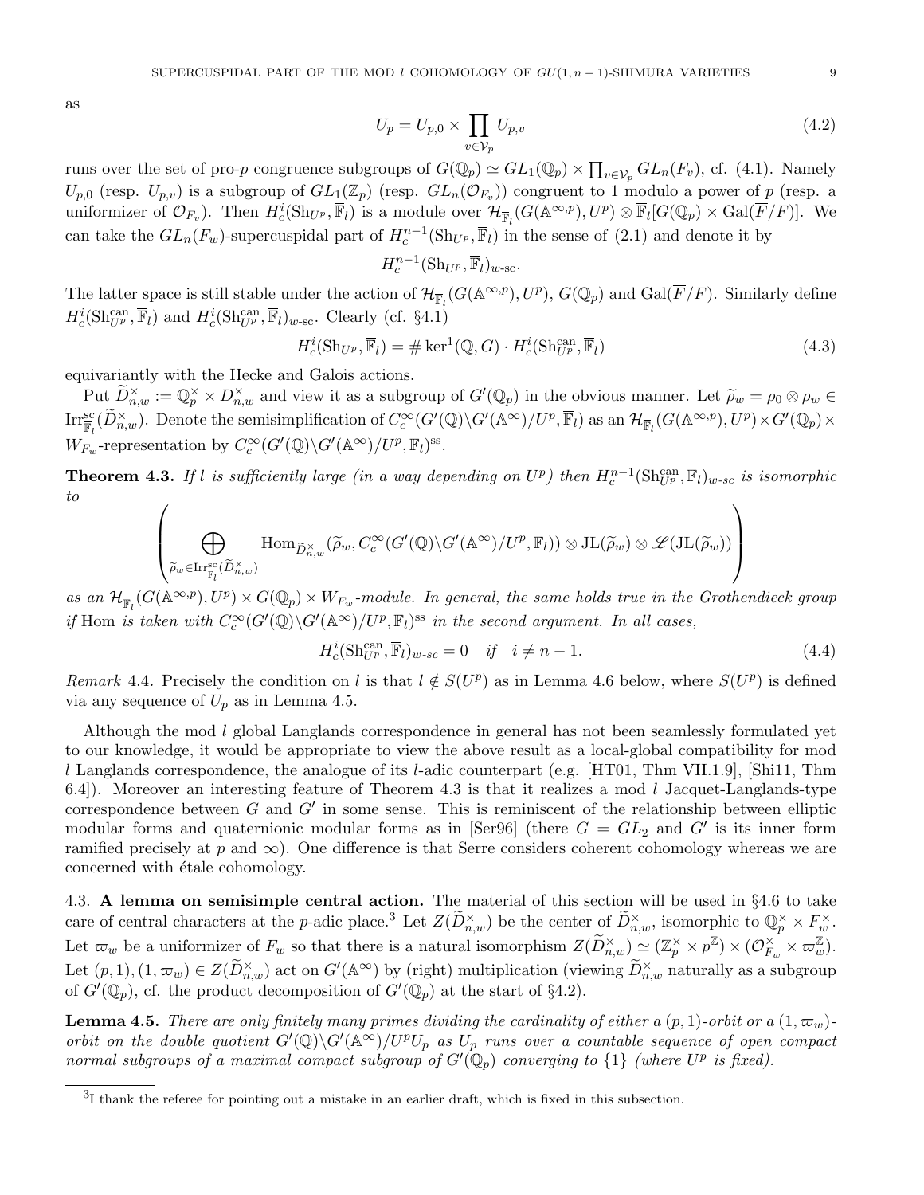as

$$U_p = U_{p,0} \times \prod_{v \in \mathcal{V}_p} U_{p,v} \tag{4.2}$$

runs over the set of pro-$p$ congruence subgroups of $G(\mathbb{Q}_p) \simeq GL_1(\mathbb{Q}_p) \times \prod_{v \in \mathcal{V}_p} GL_n(F_v)$, cf. (4.1). Namely $U_{p,0}$ (resp. $U_{p,v}$) is a subgroup of $GL_1(\mathbb{Z}_p)$ (resp. $GL_n(\mathcal{O}_{F_v})$) congruent to 1 modulo a power of $p$ (resp. a uniformizer of $\mathcal{O}_{F_v}$). Then $H^i_c(\mathrm{Sh}_{U^p}, \overline{\mathbb{F}}_l)$ is a module over $\mathcal{H}_{\overline{\mathbb{F}}_l}(G(\mathbb{A}^{\infty,p}), U^p) \otimes \overline{\mathbb{F}}_l[G(\mathbb{Q}_p) \times \mathrm{Gal}(\overline{F}/F)]$. We can take the $GL_n(F_w)$-supercuspidal part of $H^{n-1}_c(\mathrm{Sh}_{U^p}, \overline{\mathbb{F}}_l)$ in the sense of (2.1) and denote it by

$$H^{n-1}_c(\mathrm{Sh}_{U^p}, \overline{\mathbb{F}}_l)_{w\text{-sc}}.$$

The latter space is still stable under the action of $\mathcal{H}_{\overline{\mathbb{F}}_l}(G(\mathbb{A}^{\infty,p}), U^p)$, $G(\mathbb{Q}_p)$ and $\mathrm{Gal}(\overline{F}/F)$. Similarly define $H^i_c(\mathrm{Sh}^{\mathrm{can}}_{U^p}, \overline{\mathbb{F}}_l)$ and $H^i_c(\mathrm{Sh}^{\mathrm{can}}_{U^p}, \overline{\mathbb{F}}_l)_{w\text{-sc}}$. Clearly (cf. §4.1)

$$H^i_c(\mathrm{Sh}_{U^p}, \overline{\mathbb{F}}_l) = \# \ker^1(\mathbb{Q}, G) \cdot H^i_c(\mathrm{Sh}^{\mathrm{can}}_{U^p}, \overline{\mathbb{F}}_l) \tag{4.3}$$

equivariantly with the Hecke and Galois actions.

Put $\widetilde{D}^\times_{n,w} := \mathbb{Q}_p^\times \times D^\times_{n,w}$ and view it as a subgroup of $G'(\mathbb{Q}_p)$ in the obvious manner. Let $\widetilde{\rho}_w = \rho_0 \otimes \rho_w \in \mathrm{Irr}^{\mathrm{sc}}_{\overline{\mathbb{F}}_l}(\widetilde{D}^\times_{n,w})$. Denote the semisimplification of $C^\infty_c(G'(\mathbb{Q})\backslash G'(\mathbb{A}^\infty)/U^p, \overline{\mathbb{F}}_l)$ as an $\mathcal{H}_{\overline{\mathbb{F}}_l}(G(\mathbb{A}^{\infty,p}), U^p) \times G'(\mathbb{Q}_p) \times W_{F_w}$-representation by $C^\infty_c(G'(\mathbb{Q})\backslash G'(\mathbb{A}^\infty)/U^p, \overline{\mathbb{F}}_l)^{\mathrm{ss}}$.

**Theorem 4.3.** *If $l$ is sufficiently large (in a way depending on $U^p$) then $H^{n-1}_c(\mathrm{Sh}^{\mathrm{can}}_{U^p}, \overline{\mathbb{F}}_l)_{w\text{-}sc}$ is isomorphic to*

$$\left( \bigoplus_{\widetilde{\rho}_w \in \mathrm{Irr}^{\mathrm{sc}}_{\overline{\mathbb{F}}_l}(\widetilde{D}^\times_{n,w})} \mathrm{Hom}_{\widetilde{D}^\times_{n,w}}(\widetilde{\rho}_w, C^\infty_c(G'(\mathbb{Q})\backslash G'(\mathbb{A}^\infty)/U^p, \overline{\mathbb{F}}_l)) \otimes \mathrm{JL}(\widetilde{\rho}_w) \otimes \mathscr{L}(\mathrm{JL}(\widetilde{\rho}_w)) \right)$$

*as an $\mathcal{H}_{\overline{\mathbb{F}}_l}(G(\mathbb{A}^{\infty,p}), U^p) \times G(\mathbb{Q}_p) \times W_{F_w}$-module. In general, the same holds true in the Grothendieck group if* Hom *is taken with $C^\infty_c(G'(\mathbb{Q})\backslash G'(\mathbb{A}^\infty)/U^p, \overline{\mathbb{F}}_l)^{\mathrm{ss}}$ in the second argument. In all cases,*

$$H^i_c(\mathrm{Sh}^{\mathrm{can}}_{U^p}, \overline{\mathbb{F}}_l)_{w\text{-}sc} = 0 \quad \textit{if} \quad i \neq n-1. \tag{4.4}$$

*Remark* 4.4. Precisely the condition on $l$ is that $l \notin S(U^p)$ as in Lemma 4.6 below, where $S(U^p)$ is defined via any sequence of $U_p$ as in Lemma 4.5.

Although the mod $l$ global Langlands correspondence in general has not been seamlessly formulated yet to our knowledge, it would be appropriate to view the above result as a local-global compatibility for mod $l$ Langlands correspondence, the analogue of its $l$-adic counterpart (e.g. [HT01, Thm VII.1.9], [Shi11, Thm 6.4]). Moreover an interesting feature of Theorem 4.3 is that it realizes a mod $l$ Jacquet-Langlands-type correspondence between $G$ and $G'$ in some sense. This is reminiscent of the relationship between elliptic modular forms and quaternionic modular forms as in [Ser96] (there $G = GL_2$ and $G'$ is its inner form ramified precisely at $p$ and $\infty$). One difference is that Serre considers coherent cohomology whereas we are concerned with étale cohomology.

4.3. **A lemma on semisimple central action.** The material of this section will be used in §4.6 to take care of central characters at the $p$-adic place.[3] Let $Z(\widetilde{D}^\times_{n,w})$ be the center of $\widetilde{D}^\times_{n,w}$, isomorphic to $\mathbb{Q}_p^\times \times F_w^\times$. Let $\varpi_w$ be a uniformizer of $F_w$ so that there is a natural isomorphism $Z(\widetilde{D}^\times_{n,w}) \simeq (\mathbb{Z}_p^\times \times p^{\mathbb{Z}}) \times (\mathcal{O}^\times_{F_w} \times \varpi_w^{\mathbb{Z}})$. Let $(p,1), (1,\varpi_w) \in Z(\widetilde{D}^\times_{n,w})$ act on $G'(\mathbb{A}^\infty)$ by (right) multiplication (viewing $\widetilde{D}^\times_{n,w}$ naturally as a subgroup of $G'(\mathbb{Q}_p)$, cf. the product decomposition of $G'(\mathbb{Q}_p)$ at the start of §4.2).

**Lemma 4.5.** *There are only finitely many primes dividing the cardinality of either a $(p,1)$-orbit or a $(1,\varpi_w)$-orbit on the double quotient $G'(\mathbb{Q})\backslash G'(\mathbb{A}^\infty)/U^pU_p$ as $U_p$ runs over a countable sequence of open compact normal subgroups of a maximal compact subgroup of $G'(\mathbb{Q}_p)$ converging to $\{1\}$ (where $U^p$ is fixed).*

[3] I thank the referee for pointing out a mistake in an earlier draft, which is fixed in this subsection.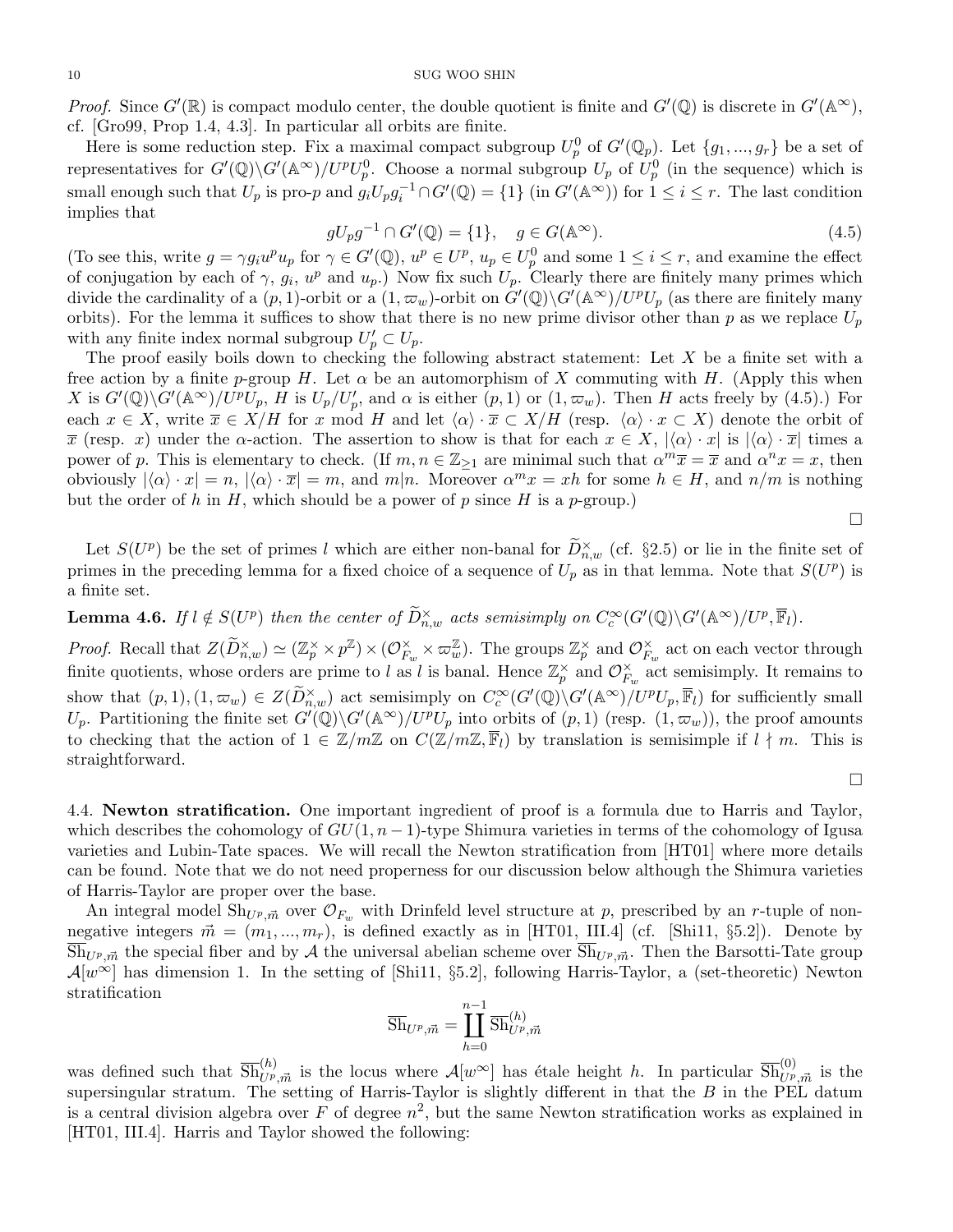*Proof.* Since $G'(\mathbb{R})$ is compact modulo center, the double quotient is finite and $G'(\mathbb{Q})$ is discrete in $G'(\mathbb{A}^\infty)$, cf. [Gro99, Prop 1.4, 4.3]. In particular all orbits are finite.

Here is some reduction step. Fix a maximal compact subgroup $U_p^0$ of $G'(\mathbb{Q}_p)$. Let $\{g_1, ..., g_r\}$ be a set of representatives for $G'(\mathbb{Q})\backslash G'(\mathbb{A}^\infty)/U^p U_p^0$. Choose a normal subgroup $U_p$ of $U_p^0$ (in the sequence) which is small enough such that $U_p$ is pro-$p$ and $g_i U_p g_i^{-1} \cap G'(\mathbb{Q}) = \{1\}$ (in $G'(\mathbb{A}^\infty)$) for $1 \le i \le r$. The last condition implies that

$$gU_pg^{-1} \cap G'(\mathbb{Q}) = \{1\}, \quad g \in G(\mathbb{A}^\infty). \tag{4.5}$$

(To see this, write $g = \gamma g_i u^p u_p$ for $\gamma \in G'(\mathbb{Q})$, $u^p \in U^p$, $u_p \in U_p^0$ and some $1 \le i \le r$, and examine the effect of conjugation by each of $\gamma$, $g_i$, $u^p$ and $u_p$.) Now fix such $U_p$. Clearly there are finitely many primes which divide the cardinality of a $(p,1)$-orbit or a $(1,\varpi_w)$-orbit on $G'(\mathbb{Q})\backslash G'(\mathbb{A}^\infty)/U^pU_p$ (as there are finitely many orbits). For the lemma it suffices to show that there is no new prime divisor other than $p$ as we replace $U_p$ with any finite index normal subgroup $U_p' \subset U_p$.

The proof easily boils down to checking the following abstract statement: Let $X$ be a finite set with a free action by a finite $p$-group $H$. Let $\alpha$ be an automorphism of $X$ commuting with $H$. (Apply this when $X$ is $G'(\mathbb{Q})\backslash G'(\mathbb{A}^\infty)/U^pU_p'$, $H$ is $U_p/U_p'$, and $\alpha$ is either $(p,1)$ or $(1,\varpi_w)$. Then $H$ acts freely by (4.5).) For each $x \in X$, write $\overline{x} \in X/H$ for $x$ mod $H$ and let $\langle\alpha\rangle \cdot \overline{x} \subset X/H$ (resp. $\langle\alpha\rangle \cdot x \subset X$) denote the orbit of $\overline{x}$ (resp. $x$) under the $\alpha$-action. The assertion to show is that for each $x \in X$, $|\langle\alpha\rangle \cdot x|$ is $|\langle\alpha\rangle \cdot \overline{x}|$ times a power of $p$. This is elementary to check. (If $m, n \in \mathbb{Z}_{\ge 1}$ are minimal such that $\alpha^m \overline{x} = \overline{x}$ and $\alpha^n x = x$, then obviously $|\langle\alpha\rangle \cdot x| = n$, $|\langle\alpha\rangle \cdot \overline{x}| = m$, and $m|n$. Moreover $\alpha^m x = xh$ for some $h \in H$, and $n/m$ is nothing but the order of $h$ in $H$, which should be a power of $p$ since $H$ is a $p$-group.) $\square$

Let $S(U^p)$ be the set of primes $l$ which are either non-banal for $\widetilde{D}_{n,w}^\times$ (cf. §2.5) or lie in the finite set of primes in the preceding lemma for a fixed choice of a sequence of $U_p$ as in that lemma. Note that $S(U^p)$ is a finite set.

**Lemma 4.6.** *If $l \notin S(U^p)$ then the center of $\widetilde{D}_{n,w}^\times$ acts semisimply on $C_c^\infty(G'(\mathbb{Q})\backslash G'(\mathbb{A}^\infty)/U^p, \overline{\mathbb{F}}_l)$.*

*Proof.* Recall that $Z(\widetilde{D}_{n,w}^\times) \simeq (\mathbb{Z}_p^\times \times p^{\mathbb{Z}}) \times (\mathcal{O}_{F_w}^\times \times \varpi_w^{\mathbb{Z}})$. The groups $\mathbb{Z}_p^\times$ and $\mathcal{O}_{F_w}^\times$ act on each vector through finite quotients, whose orders are prime to $l$ as $l$ is banal. Hence $\mathbb{Z}_p^\times$ and $\mathcal{O}_{F_w}^\times$ act semisimply. It remains to show that $(p,1), (1,\varpi_w) \in Z(\widetilde{D}_{n,w}^\times)$ act semisimply on $C_c^\infty(G'(\mathbb{Q})\backslash G'(\mathbb{A}^\infty)/U^pU_p, \overline{\mathbb{F}}_l)$ for sufficiently small $U_p$. Partitioning the finite set $G'(\mathbb{Q})\backslash G'(\mathbb{A}^\infty)/U^pU_p$ into orbits of $(p,1)$ (resp. $(1,\varpi_w)$), the proof amounts to checking that the action of $1 \in \mathbb{Z}/m\mathbb{Z}$ on $C(\mathbb{Z}/m\mathbb{Z}, \overline{\mathbb{F}}_l)$ by translation is semisimple if $l \nmid m$. This is straightforward. $\square$

4.4. **Newton stratification.** One important ingredient of proof is a formula due to Harris and Taylor, which describes the cohomology of $GU(1,n-1)$-type Shimura varieties in terms of the cohomology of Igusa varieties and Lubin-Tate spaces. We will recall the Newton stratification from [HT01] where more details can be found. Note that we do not need properness for our discussion below although the Shimura varieties of Harris-Taylor are proper over the base.

An integral model $\mathrm{Sh}_{U^p,\vec{m}}$ over $\mathcal{O}_{F_w}$ with Drinfeld level structure at $p$, prescribed by an $r$-tuple of non-negative integers $\vec{m} = (m_1, ..., m_r)$, is defined exactly as in [HT01, III.4] (cf. [Shi11, §5.2]). Denote by $\overline{\mathrm{Sh}}_{U^p,\vec{m}}$ the special fiber and by $\mathcal{A}$ the universal abelian scheme over $\overline{\mathrm{Sh}}_{U^p,\vec{m}}$. Then the Barsotti-Tate group $\mathcal{A}[w^\infty]$ has dimension 1. In the setting of [Shi11, §5.2], following Harris-Taylor, a (set-theoretic) Newton stratification

$$\overline{\mathrm{Sh}}_{U^p,\vec{m}} = \coprod_{h=0}^{n-1} \overline{\mathrm{Sh}}_{U^p,\vec{m}}^{(h)}$$

was defined such that $\overline{\mathrm{Sh}}_{U^p,\vec{m}}^{(h)}$ is the locus where $\mathcal{A}[w^\infty]$ has étale height $h$. In particular $\overline{\mathrm{Sh}}_{U^p,\vec{m}}^{(0)}$ is the supersingular stratum. The setting of Harris-Taylor is slightly different in that the $B$ in the PEL datum is a central division algebra over $F$ of degree $n^2$, but the same Newton stratification works as explained in [HT01, III.4]. Harris and Taylor showed the following: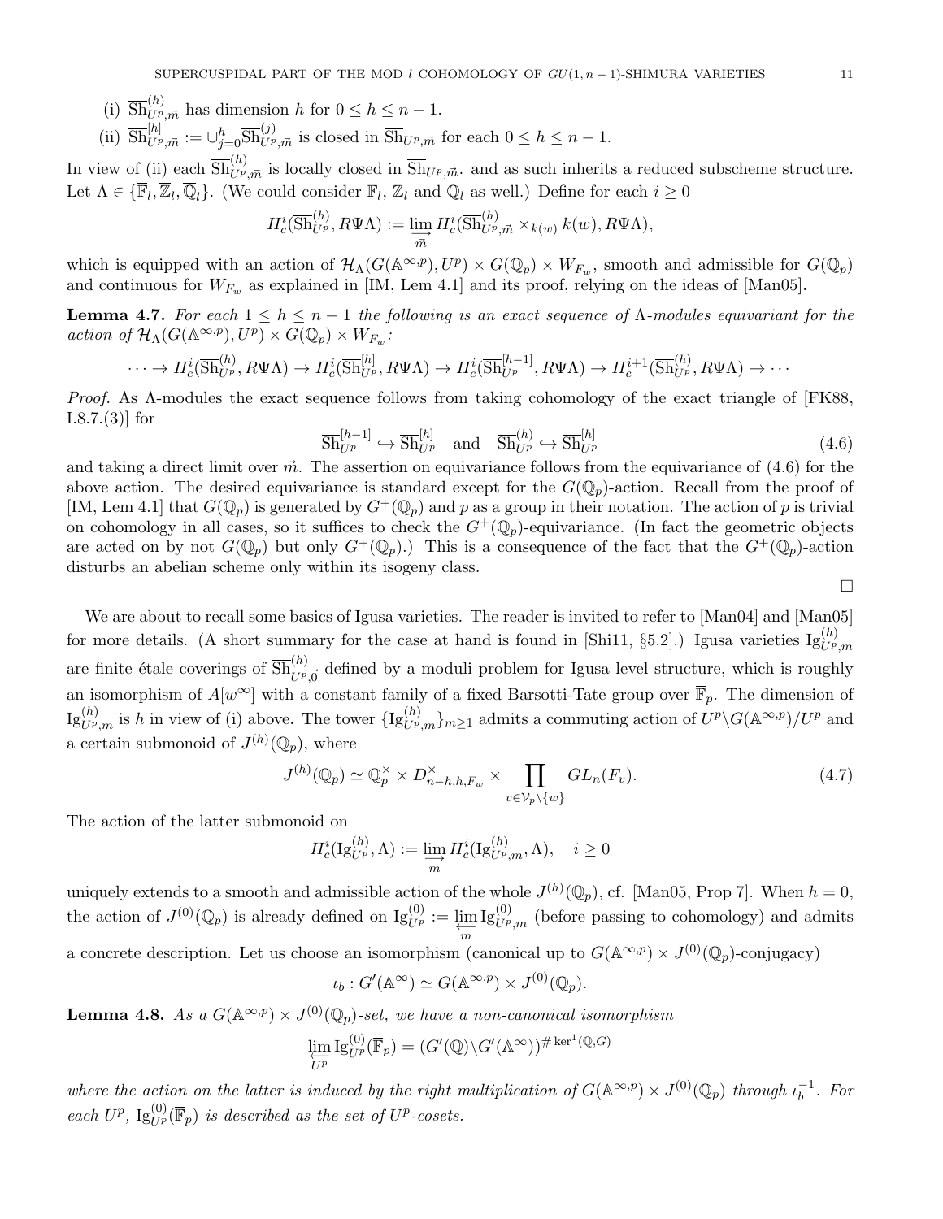(i) $\overline{\mathrm{Sh}}^{(h)}_{U^p,\vec{m}}$ has dimension $h$ for $0 \le h \le n-1$.

(ii) $\overline{\mathrm{Sh}}^{[h]}_{U^p,\vec{m}} := \cup_{j=0}^{h} \overline{\mathrm{Sh}}^{(j)}_{U^p,\vec{m}}$ is closed in $\overline{\mathrm{Sh}}_{U^p,\vec{m}}$ for each $0 \le h \le n-1$.

In view of (ii) each $\overline{\mathrm{Sh}}^{(h)}_{U^p,\vec{m}}$ is locally closed in $\overline{\mathrm{Sh}}_{U^p,\vec{m}}$. and as such inherits a reduced subscheme structure. Let $\Lambda \in \{\overline{\mathbb{F}}_l, \overline{\mathbb{Z}}_l, \overline{\mathbb{Q}}_l\}$. (We could consider $\mathbb{F}_l$, $\mathbb{Z}_l$ and $\mathbb{Q}_l$ as well.) Define for each $i \ge 0$

$$H^i_c(\overline{\mathrm{Sh}}^{(h)}_{U^p}, R\Psi\Lambda) := \varinjlim_{\vec{m}} H^i_c(\overline{\mathrm{Sh}}^{(h)}_{U^p,\vec{m}} \times_{k(w)} \overline{k(w)}, R\Psi\Lambda),$$

which is equipped with an action of $\mathcal{H}_\Lambda(G(\mathbb{A}^{\infty,p}), U^p) \times G(\mathbb{Q}_p) \times W_{F_w}$, smooth and admissible for $G(\mathbb{Q}_p)$ and continuous for $W_{F_w}$ as explained in [IM, Lem 4.1] and its proof, relying on the ideas of [Man05].

**Lemma 4.7.** *For each $1 \le h \le n-1$ the following is an exact sequence of $\Lambda$-modules equivariant for the action of $\mathcal{H}_\Lambda(G(\mathbb{A}^{\infty,p}), U^p) \times G(\mathbb{Q}_p) \times W_{F_w}$:*

$$\cdots \to H^i_c(\overline{\mathrm{Sh}}^{(h)}_{U^p}, R\Psi\Lambda) \to H^i_c(\overline{\mathrm{Sh}}^{[h]}_{U^p}, R\Psi\Lambda) \to H^i_c(\overline{\mathrm{Sh}}^{[h-1]}_{U^p}, R\Psi\Lambda) \to H^{i+1}_c(\overline{\mathrm{Sh}}^{(h)}_{U^p}, R\Psi\Lambda) \to \cdots$$

*Proof.* As $\Lambda$-modules the exact sequence follows from taking cohomology of the exact triangle of [FK88, I.8.7.(3)] for

$$\overline{\mathrm{Sh}}^{[h-1]}_{U^p} \hookrightarrow \overline{\mathrm{Sh}}^{[h]}_{U^p} \quad \text{and} \quad \overline{\mathrm{Sh}}^{(h)}_{U^p} \hookrightarrow \overline{\mathrm{Sh}}^{[h]}_{U^p} \tag{4.6}$$

and taking a direct limit over $\vec{m}$. The assertion on equivariance follows from the equivariance of (4.6) for the above action. The desired equivariance is standard except for the $G(\mathbb{Q}_p)$-action. Recall from the proof of [IM, Lem 4.1] that $G(\mathbb{Q}_p)$ is generated by $G^+(\mathbb{Q}_p)$ and $p$ as a group in their notation. The action of $p$ is trivial on cohomology in all cases, so it suffices to check the $G^+(\mathbb{Q}_p)$-equivariance. (In fact the geometric objects are acted on by not $G(\mathbb{Q}_p)$ but only $G^+(\mathbb{Q}_p)$.) This is a consequence of the fact that the $G^+(\mathbb{Q}_p)$-action disturbs an abelian scheme only within its isogeny class. $\square$

We are about to recall some basics of Igusa varieties. The reader is invited to refer to [Man04] and [Man05] for more details. (A short summary for the case at hand is found in [Shi11, §5.2].) Igusa varieties $\mathrm{Ig}^{(h)}_{U^p,m}$ are finite étale coverings of $\overline{\mathrm{Sh}}^{(h)}_{U^p,\vec{0}}$ defined by a moduli problem for Igusa level structure, which is roughly an isomorphism of $A[w^\infty]$ with a constant family of a fixed Barsotti-Tate group over $\overline{\mathbb{F}}_p$. The dimension of $\mathrm{Ig}^{(h)}_{U^p,m}$ is $h$ in view of (i) above. The tower $\{\mathrm{Ig}^{(h)}_{U^p,m}\}_{m\ge 1}$ admits a commuting action of $U^p\backslash G(\mathbb{A}^{\infty,p})/U^p$ and a certain submonoid of $J^{(h)}(\mathbb{Q}_p)$, where

$$J^{(h)}(\mathbb{Q}_p) \simeq \mathbb{Q}_p^\times \times D^\times_{n-h,h,F_w} \times \prod_{v\in\mathcal{V}_p\backslash\{w\}} GL_n(F_v). \tag{4.7}$$

The action of the latter submonoid on

$$H^i_c(\mathrm{Ig}^{(h)}_{U^p}, \Lambda) := \varinjlim_m H^i_c(\mathrm{Ig}^{(h)}_{U^p,m}, \Lambda), \quad i \ge 0$$

uniquely extends to a smooth and admissible action of the whole $J^{(h)}(\mathbb{Q}_p)$, cf. [Man05, Prop 7]. When $h = 0$, the action of $J^{(0)}(\mathbb{Q}_p)$ is already defined on $\mathrm{Ig}^{(0)}_{U^p} := \varprojlim_m \mathrm{Ig}^{(0)}_{U^p,m}$ (before passing to cohomology) and admits a concrete description. Let us choose an isomorphism (canonical up to $G(\mathbb{A}^{\infty,p}) \times J^{(0)}(\mathbb{Q}_p)$-conjugacy)

$$\iota_b : G'(\mathbb{A}^\infty) \simeq G(\mathbb{A}^{\infty,p}) \times J^{(0)}(\mathbb{Q}_p).$$

**Lemma 4.8.** *As a $G(\mathbb{A}^{\infty,p}) \times J^{(0)}(\mathbb{Q}_p)$-set, we have a non-canonical isomorphism*

$$\varprojlim_{U^p} \mathrm{Ig}^{(0)}_{U^p}(\overline{\mathbb{F}}_p) = (G'(\mathbb{Q})\backslash G'(\mathbb{A}^\infty))^{\#\ker^1(\mathbb{Q},G)}$$

*where the action on the latter is induced by the right multiplication of $G(\mathbb{A}^{\infty,p}) \times J^{(0)}(\mathbb{Q}_p)$ through $\iota_b^{-1}$. For each $U^p$, $\mathrm{Ig}^{(0)}_{U^p}(\overline{\mathbb{F}}_p)$ is described as the set of $U^p$-cosets.*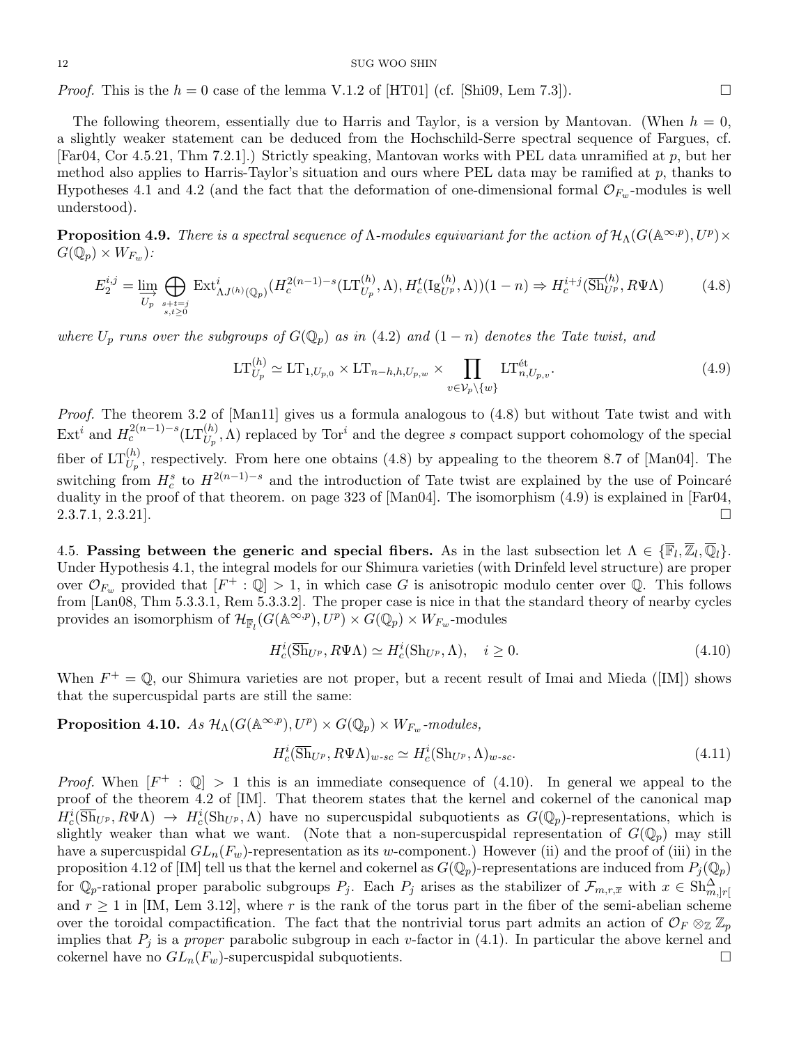*Proof.* This is the $h = 0$ case of the lemma V.1.2 of [HT01] (cf. [Shi09, Lem 7.3]). $\square$

The following theorem, essentially due to Harris and Taylor, is a version by Mantovan. (When $h = 0$, a slightly weaker statement can be deduced from the Hochschild-Serre spectral sequence of Fargues, cf. [Far04, Cor 4.5.21, Thm 7.2.1].) Strictly speaking, Mantovan works with PEL data unramified at $p$, but her method also applies to Harris-Taylor's situation and ours where PEL data may be ramified at $p$, thanks to Hypotheses 4.1 and 4.2 (and the fact that the deformation of one-dimensional formal $\mathcal{O}_{F_w}$-modules is well understood).

**Proposition 4.9.** *There is a spectral sequence of $\Lambda$-modules equivariant for the action of $\mathcal{H}_\Lambda(G(\mathbb{A}^{\infty,p}), U^p) \times G(\mathbb{Q}_p) \times W_{F_w}$):*

$$E_2^{i,j} = \varinjlim_{U_p} \bigoplus_{\substack{s+t=j \\ s,t \geq 0}} \mathrm{Ext}^i_{\Lambda J^{(h)}(\mathbb{Q}_p)}(H_c^{2(n-1)-s}(\mathrm{LT}^{(h)}_{U_p}, \Lambda), H^t_c(\mathrm{Ig}^{(h)}_{U^p}, \Lambda))(1-n) \Rightarrow H_c^{i+j}(\overline{\mathrm{Sh}}^{(h)}_{U^p}, R\Psi\Lambda) \tag{4.8}$$

*where $U_p$ runs over the subgroups of $G(\mathbb{Q}_p)$ as in (4.2) and $(1-n)$ denotes the Tate twist, and*

$$\mathrm{LT}^{(h)}_{U_p} \simeq \mathrm{LT}_{1,U_{p,0}} \times \mathrm{LT}_{n-h,h,U_{p,w}} \times \prod_{v \in \mathcal{V}_p \backslash \{w\}} \mathrm{LT}^{\text{ét}}_{n,U_{p,v}}. \tag{4.9}$$

*Proof.* The theorem 3.2 of [Man11] gives us a formula analogous to (4.8) but without Tate twist and with $\mathrm{Ext}^i$ and $H_c^{2(n-1)-s}(\mathrm{LT}^{(h)}_{U_p}, \Lambda)$ replaced by $\mathrm{Tor}^i$ and the degree $s$ compact support cohomology of the special fiber of $\mathrm{LT}^{(h)}_{U_p}$, respectively. From here one obtains (4.8) by appealing to the theorem 8.7 of [Man04]. The switching from $H^s_c$ to $H^{2(n-1)-s}$ and the introduction of Tate twist are explained by the use of Poincaré duality in the proof of that theorem. on page 323 of [Man04]. The isomorphism (4.9) is explained in [Far04, 2.3.7.1, 2.3.21]. $\square$

4.5. **Passing between the generic and special fibers.** As in the last subsection let $\Lambda \in \{\overline{\mathbb{F}}_l, \overline{\mathbb{Z}}_l, \overline{\mathbb{Q}}_l\}$. Under Hypothesis 4.1, the integral models for our Shimura varieties (with Drinfeld level structure) are proper over $\mathcal{O}_{F_w}$ provided that $[F^+ : \mathbb{Q}] > 1$, in which case $G$ is anisotropic modulo center over $\mathbb{Q}$. This follows from [Lan08, Thm 5.3.3.1, Rem 5.3.3.2]. The proper case is nice in that the standard theory of nearby cycles provides an isomorphism of $\mathcal{H}_{\overline{\mathbb{F}}_l}(G(\mathbb{A}^{\infty,p}), U^p) \times G(\mathbb{Q}_p) \times W_{F_w}$-modules

$$H^i_c(\overline{\mathrm{Sh}}_{U^p}, R\Psi\Lambda) \simeq H^i_c(\mathrm{Sh}_{U^p}, \Lambda), \quad i \geq 0. \tag{4.10}$$

When $F^+ = \mathbb{Q}$, our Shimura varieties are not proper, but a recent result of Imai and Mieda ([IM]) shows that the supercuspidal parts are still the same:

**Proposition 4.10.** *As $\mathcal{H}_\Lambda(G(\mathbb{A}^{\infty,p}), U^p) \times G(\mathbb{Q}_p) \times W_{F_w}$-modules,*

$$H^i_c(\overline{\mathrm{Sh}}_{U^p}, R\Psi\Lambda)_{w\text{-}sc} \simeq H^i_c(\mathrm{Sh}_{U^p}, \Lambda)_{w\text{-}sc}. \tag{4.11}$$

*Proof.* When $[F^+ : \mathbb{Q}] > 1$ this is an immediate consequence of (4.10). In general we appeal to the proof of the theorem 4.2 of [IM]. That theorem states that the kernel and cokernel of the canonical map $H^i_c(\overline{\mathrm{Sh}}_{U^p}, R\Psi\Lambda) \to H^i_c(\mathrm{Sh}_{U^p}, \Lambda)$ have no supercuspidal subquotients as $G(\mathbb{Q}_p)$-representations, which is slightly weaker than what we want. (Note that a non-supercuspidal representation of $G(\mathbb{Q}_p)$ may still have a supercuspidal $GL_n(F_w)$-representation as its $w$-component.) However (ii) and the proof of (iii) in the proposition 4.12 of [IM] tell us that the kernel and cokernel as $G(\mathbb{Q}_p)$-representations are induced from $P_j(\mathbb{Q}_p)$ for $\mathbb{Q}_p$-rational proper parabolic subgroups $P_j$. Each $P_j$ arises as the stabilizer of $\mathcal{F}_{m,r,\overline{x}}$ with $x \in \mathrm{Sh}^\Delta_{m,]r[}$ and $r \geq 1$ in [IM, Lem 3.12], where $r$ is the rank of the torus part in the fiber of the semi-abelian scheme over the toroidal compactification. The fact that the nontrivial torus part admits an action of $\mathcal{O}_F \otimes_\mathbb{Z} \mathbb{Z}_p$ implies that $P_j$ is a *proper* parabolic subgroup in each $v$-factor in (4.1). In particular the above kernel and cokernel have no $GL_n(F_w)$-supercuspidal subquotients. $\square$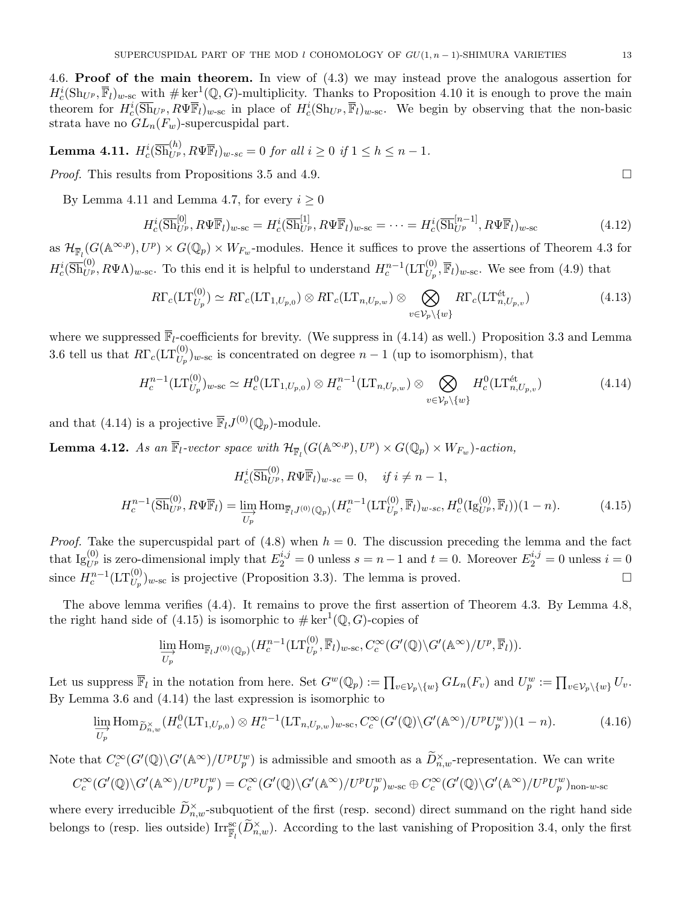4.6. **Proof of the main theorem.** In view of (4.3) we may instead prove the analogous assertion for $H^i_c(\mathrm{Sh}_{U^p}, \overline{\mathbb{F}}_l)_{w\text{-sc}}$ with $\#\ker^1(\mathbb{Q}, G)$-multiplicity. Thanks to Proposition 4.10 it is enough to prove the main theorem for $H^i_c(\overline{\mathrm{Sh}}_{U^p}, R\Psi\overline{\mathbb{F}}_l)_{w\text{-sc}}$ in place of $H^i_c(\mathrm{Sh}_{U^p}, \overline{\mathbb{F}}_l)_{w\text{-sc}}$. We begin by observing that the non-basic strata have no $GL_n(F_w)$-supercuspidal part.

**Lemma 4.11.** *$H^i_c(\overline{\mathrm{Sh}}^{(h)}_{U^p}, R\Psi\overline{\mathbb{F}}_l)_{w\text{-}sc} = 0$ for all $i \geq 0$ if $1 \leq h \leq n-1$.*

*Proof.* This results from Propositions 3.5 and 4.9. $\square$

By Lemma 4.11 and Lemma 4.7, for every $i \geq 0$

$$H^i_c(\overline{\mathrm{Sh}}^{[0]}_{U^p}, R\Psi\overline{\mathbb{F}}_l)_{w\text{-sc}} = H^i_c(\overline{\mathrm{Sh}}^{[1]}_{U^p}, R\Psi\overline{\mathbb{F}}_l)_{w\text{-sc}} = \cdots = H^i_c(\overline{\mathrm{Sh}}^{[n-1]}_{U^p}, R\Psi\overline{\mathbb{F}}_l)_{w\text{-sc}} \tag{4.12}$$

as $\mathcal{H}_{\overline{\mathbb{F}}_l}(G(\mathbb{A}^{\infty,p}), U^p) \times G(\mathbb{Q}_p) \times W_{F_w}$-modules. Hence it suffices to prove the assertions of Theorem 4.3 for $H^i_c(\overline{\mathrm{Sh}}^{(0)}_{U^p}, R\Psi\Lambda)_{w\text{-sc}}$. To this end it is helpful to understand $H^{n-1}_c(\mathrm{LT}^{(0)}_{U_p}, \overline{\mathbb{F}}_l)_{w\text{-sc}}$. We see from (4.9) that

$$R\Gamma_c(\mathrm{LT}^{(0)}_{U_p}) \simeq R\Gamma_c(\mathrm{LT}_{1,U_{p,0}}) \otimes R\Gamma_c(\mathrm{LT}_{n,U_{p,w}}) \otimes \bigotimes_{v \in \mathcal{V}_p \backslash \{w\}} R\Gamma_c(\mathrm{LT}^{\text{ét}}_{n,U_{p,v}}) \tag{4.13}$$

where we suppressed $\overline{\mathbb{F}}_l$-coefficients for brevity. (We suppress in (4.14) as well.) Proposition 3.3 and Lemma 3.6 tell us that $R\Gamma_c(\mathrm{LT}^{(0)}_{U_p})_{w\text{-sc}}$ is concentrated on degree $n-1$ (up to isomorphism), that

$$H^{n-1}_c(\mathrm{LT}^{(0)}_{U_p})_{w\text{-sc}} \simeq H^0_c(\mathrm{LT}_{1,U_{p,0}}) \otimes H^{n-1}_c(\mathrm{LT}_{n,U_{p,w}}) \otimes \bigotimes_{v \in \mathcal{V}_p \backslash \{w\}} H^0_c(\mathrm{LT}^{\text{ét}}_{n,U_{p,v}}) \tag{4.14}$$

and that (4.14) is a projective $\overline{\mathbb{F}}_l J^{(0)}(\mathbb{Q}_p)$-module.

**Lemma 4.12.** *As an $\overline{\mathbb{F}}_l$-vector space with $\mathcal{H}_{\overline{\mathbb{F}}_l}(G(\mathbb{A}^{\infty,p}), U^p) \times G(\mathbb{Q}_p) \times W_{F_w})$-action,*

$$H^i_c(\overline{\mathrm{Sh}}^{(0)}_{U^p}, R\Psi\overline{\mathbb{F}}_l)_{w\text{-}sc} = 0, \quad \text{if } i \neq n-1,$$

$$H^{n-1}_c(\overline{\mathrm{Sh}}^{(0)}_{U^p}, R\Psi\overline{\mathbb{F}}_l) = \varinjlim_{U_p} \mathrm{Hom}_{\overline{\mathbb{F}}_l J^{(0)}(\mathbb{Q}_p)}(H^{n-1}_c(\mathrm{LT}^{(0)}_{U_p}, \overline{\mathbb{F}}_l)_{w\text{-}sc}, H^0_c(\mathrm{Ig}^{(0)}_{U^p}, \overline{\mathbb{F}}_l))(1-n). \tag{4.15}$$

*Proof.* Take the supercuspidal part of (4.8) when $h = 0$. The discussion preceding the lemma and the fact that $\mathrm{Ig}^{(0)}_{U^p}$ is zero-dimensional imply that $E^{i,j}_2 = 0$ unless $s = n-1$ and $t = 0$. Moreover $E^{i,j}_2 = 0$ unless $i = 0$ since $H^{n-1}_c(\mathrm{LT}^{(0)}_{U_p})_{w\text{-sc}}$ is projective (Proposition 3.3). The lemma is proved. $\square$

The above lemma verifies (4.4). It remains to prove the first assertion of Theorem 4.3. By Lemma 4.8, the right hand side of (4.15) is isomorphic to $\#\ker^1(\mathbb{Q}, G)$-copies of

$$\varinjlim_{U_p} \mathrm{Hom}_{\overline{\mathbb{F}}_l J^{(0)}(\mathbb{Q}_p)}(H^{n-1}_c(\mathrm{LT}^{(0)}_{U_p}, \overline{\mathbb{F}}_l)_{w\text{-sc}}, C^\infty_c(G'(\mathbb{Q})\backslash G'(\mathbb{A}^\infty)/U^p, \overline{\mathbb{F}}_l)).$$

Let us suppress $\overline{\mathbb{F}}_l$ in the notation from here. Set $G^w(\mathbb{Q}_p) := \prod_{v \in \mathcal{V}_p \backslash \{w\}} GL_n(F_v)$ and $U^w_p := \prod_{v \in \mathcal{V}_p \backslash \{w\}} U_v$. By Lemma 3.6 and (4.14) the last expression is isomorphic to

$$\varinjlim_{U_p} \mathrm{Hom}_{\widetilde{D}^\times_{n,w}}(H^0_c(\mathrm{LT}_{1,U_{p,0}}) \otimes H^{n-1}_c(\mathrm{LT}_{n,U_{p,w}})_{w\text{-sc}}, C^\infty_c(G'(\mathbb{Q})\backslash G'(\mathbb{A}^\infty)/U^p U^w_p))(1-n). \tag{4.16}$$

Note that $C^\infty_c(G'(\mathbb{Q})\backslash G'(\mathbb{A}^\infty)/U^p U^w_p)$ is admissible and smooth as a $\widetilde{D}^\times_{n,w}$-representation. We can write

$$C^\infty_c(G'(\mathbb{Q})\backslash G'(\mathbb{A}^\infty)/U^p U^w_p) = C^\infty_c(G'(\mathbb{Q})\backslash G'(\mathbb{A}^\infty)/U^p U^w_p)_{w\text{-sc}} \oplus C^\infty_c(G'(\mathbb{Q})\backslash G'(\mathbb{A}^\infty)/U^p U^w_p)_{\text{non-}w\text{-sc}}$$

where every irreducible $\widetilde{D}^\times_{n,w}$-subquotient of the first (resp. second) direct summand on the right hand side belongs to (resp. lies outside) $\mathrm{Irr}^{\mathrm{sc}}_{\overline{\mathbb{F}}_l}(\widetilde{D}^\times_{n,w})$. According to the last vanishing of Proposition 3.4, only the first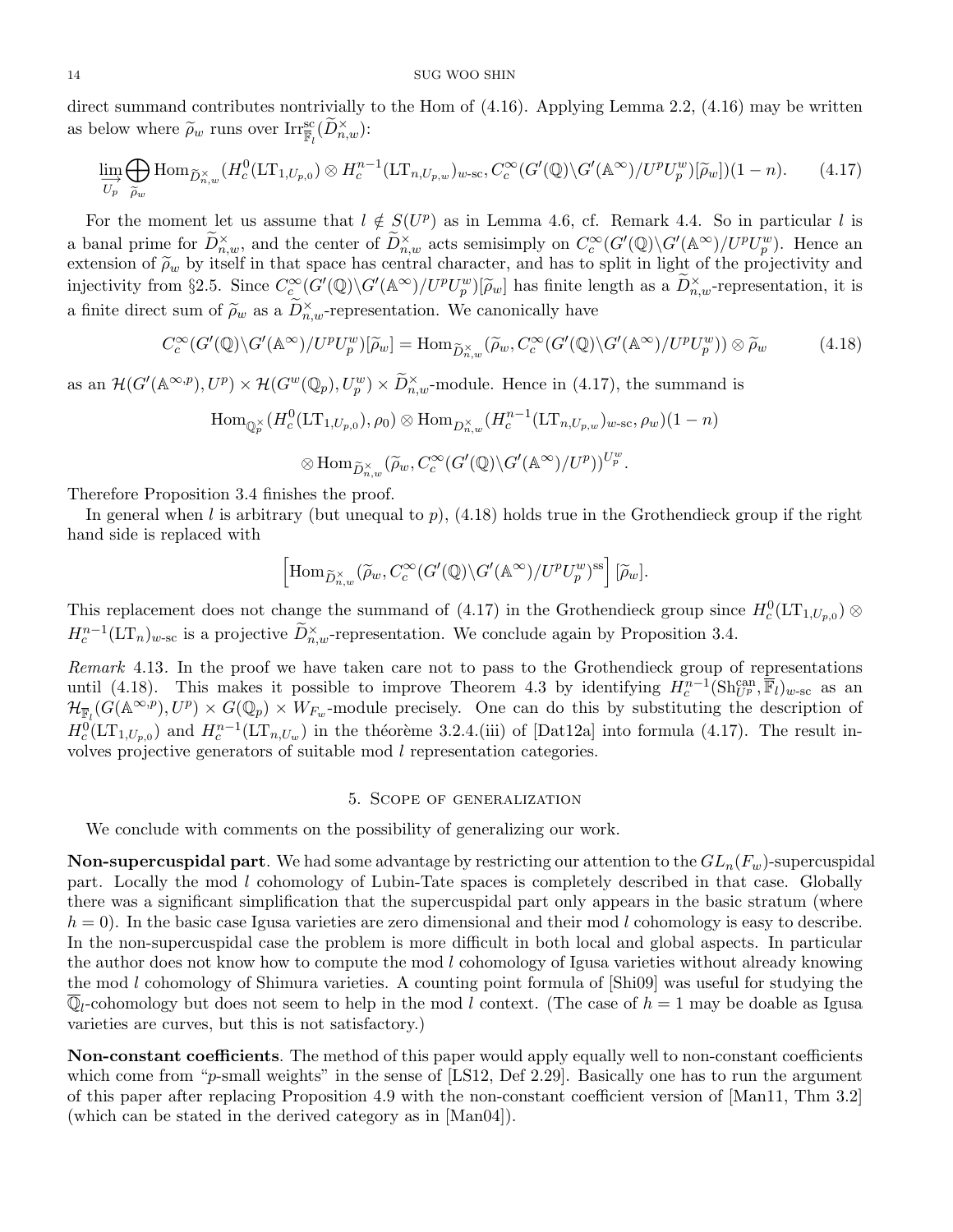direct summand contributes nontrivially to the Hom of (4.16). Applying Lemma 2.2, (4.16) may be written as below where $\widetilde{\rho}_w$ runs over $\mathrm{Irr}^{\mathrm{sc}}_{\overline{\mathbb{F}}_l}(\widetilde{D}^\times_{n,w})$:

$$\varinjlim_{U_p} \bigoplus_{\widetilde{\rho}_w} \mathrm{Hom}_{\widetilde{D}^\times_{n,w}}(H^0_c(\mathrm{LT}_{1,U_{p,0}}) \otimes H^{n-1}_c(\mathrm{LT}_{n,U_{p,w}})_{w\text{-sc}}, C^\infty_c(G'(\mathbb{Q})\backslash G'(\mathbb{A}^\infty)/U^pU^w_p)[\widetilde{\rho}_w])(1-n). \tag{4.17}$$

For the moment let us assume that $l \notin S(U^p)$ as in Lemma 4.6, cf. Remark 4.4. So in particular $l$ is a banal prime for $\widetilde{D}^\times_{n,w}$, and the center of $\widetilde{D}^\times_{n,w}$ acts semisimply on $C^\infty_c(G'(\mathbb{Q})\backslash G'(\mathbb{A}^\infty)/U^pU^w_p)$. Hence an extension of $\widetilde{\rho}_w$ by itself in that space has central character, and has to split in light of the projectivity and injectivity from §2.5. Since $C^\infty_c(G'(\mathbb{Q})\backslash G'(\mathbb{A}^\infty)/U^pU^w_p)[\widetilde{\rho}_w]$ has finite length as a $\widetilde{D}^\times_{n,w}$-representation, it is a finite direct sum of $\widetilde{\rho}_w$ as a $\widetilde{D}^\times_{n,w}$-representation. We canonically have

$$C^\infty_c(G'(\mathbb{Q})\backslash G'(\mathbb{A}^\infty)/U^pU^w_p)[\widetilde{\rho}_w] = \mathrm{Hom}_{\widetilde{D}^\times_{n,w}}(\widetilde{\rho}_w, C^\infty_c(G'(\mathbb{Q})\backslash G'(\mathbb{A}^\infty)/U^pU^w_p)) \otimes \widetilde{\rho}_w \tag{4.18}$$

as an $\mathcal{H}(G'(\mathbb{A}^{\infty,p}), U^p) \times \mathcal{H}(G^w(\mathbb{Q}_p), U^w_p) \times \widetilde{D}^\times_{n,w}$-module. Hence in (4.17), the summand is

$$\mathrm{Hom}_{\mathbb{Q}_p^\times}(H^0_c(\mathrm{LT}_{1,U_{p,0}}), \rho_0) \otimes \mathrm{Hom}_{D^\times_{n,w}}(H^{n-1}_c(\mathrm{LT}_{n,U_{p,w}})_{w\text{-sc}}, \rho_w)(1-n)$$

$$\otimes \mathrm{Hom}_{\widetilde{D}^\times_{n,w}}(\widetilde{\rho}_w, C^\infty_c(G'(\mathbb{Q})\backslash G'(\mathbb{A}^\infty)/U^p))^{U^w_p}.$$

Therefore Proposition 3.4 finishes the proof.

In general when $l$ is arbitrary (but unequal to $p$), (4.18) holds true in the Grothendieck group if the right hand side is replaced with

$$\left[\mathrm{Hom}_{\widetilde{D}^\times_{n,w}}(\widetilde{\rho}_w, C^\infty_c(G'(\mathbb{Q})\backslash G'(\mathbb{A}^\infty)/U^pU^w_p)^{\mathrm{ss}})\right][\widetilde{\rho}_w].$$

This replacement does not change the summand of (4.17) in the Grothendieck group since $H^0_c(\mathrm{LT}_{1,U_{p,0}}) \otimes H^{n-1}_c(\mathrm{LT}_n)_{w\text{-sc}}$ is a projective $\widetilde{D}^\times_{n,w}$-representation. We conclude again by Proposition 3.4.

*Remark* 4.13. In the proof we have taken care not to pass to the Grothendieck group of representations until (4.18). This makes it possible to improve Theorem 4.3 by identifying $H^{n-1}_c(\mathrm{Sh}^{\mathrm{can}}_{U^p}, \overline{\mathbb{F}}_l)_{w\text{-sc}}$ as an $\mathcal{H}_{\overline{\mathbb{F}}_l}(G(\mathbb{A}^{\infty,p}), U^p) \times G(\mathbb{Q}_p) \times W_{F_w}$-module precisely. One can do this by substituting the description of $H^0_c(\mathrm{LT}_{1,U_{p,0}})$ and $H^{n-1}_c(\mathrm{LT}_{n,U_w})$ in the théorème 3.2.4.(iii) of [Dat12a] into formula (4.17). The result involves projective generators of suitable mod $l$ representation categories.

## 5. Scope of generalization

We conclude with comments on the possibility of generalizing our work.

**Non-supercuspidal part**. We had some advantage by restricting our attention to the $GL_n(F_w)$-supercuspidal part. Locally the mod $l$ cohomology of Lubin-Tate spaces is completely described in that case. Globally there was a significant simplification that the supercuspidal part only appears in the basic stratum (where $h = 0$). In the basic case Igusa varieties are zero dimensional and their mod $l$ cohomology is easy to describe. In the non-supercuspidal case the problem is more difficult in both local and global aspects. In particular the author does not know how to compute the mod $l$ cohomology of Igusa varieties without already knowing the mod $l$ cohomology of Shimura varieties. A counting point formula of [Shi09] was useful for studying the $\overline{\mathbb{Q}}_l$-cohomology but does not seem to help in the mod $l$ context. (The case of $h = 1$ may be doable as Igusa varieties are curves, but this is not satisfactory.)

**Non-constant coefficients**. The method of this paper would apply equally well to non-constant coefficients which come from "$p$-small weights" in the sense of [LS12, Def 2.29]. Basically one has to run the argument of this paper after replacing Proposition 4.9 with the non-constant coefficient version of [Man11, Thm 3.2] (which can be stated in the derived category as in [Man04]).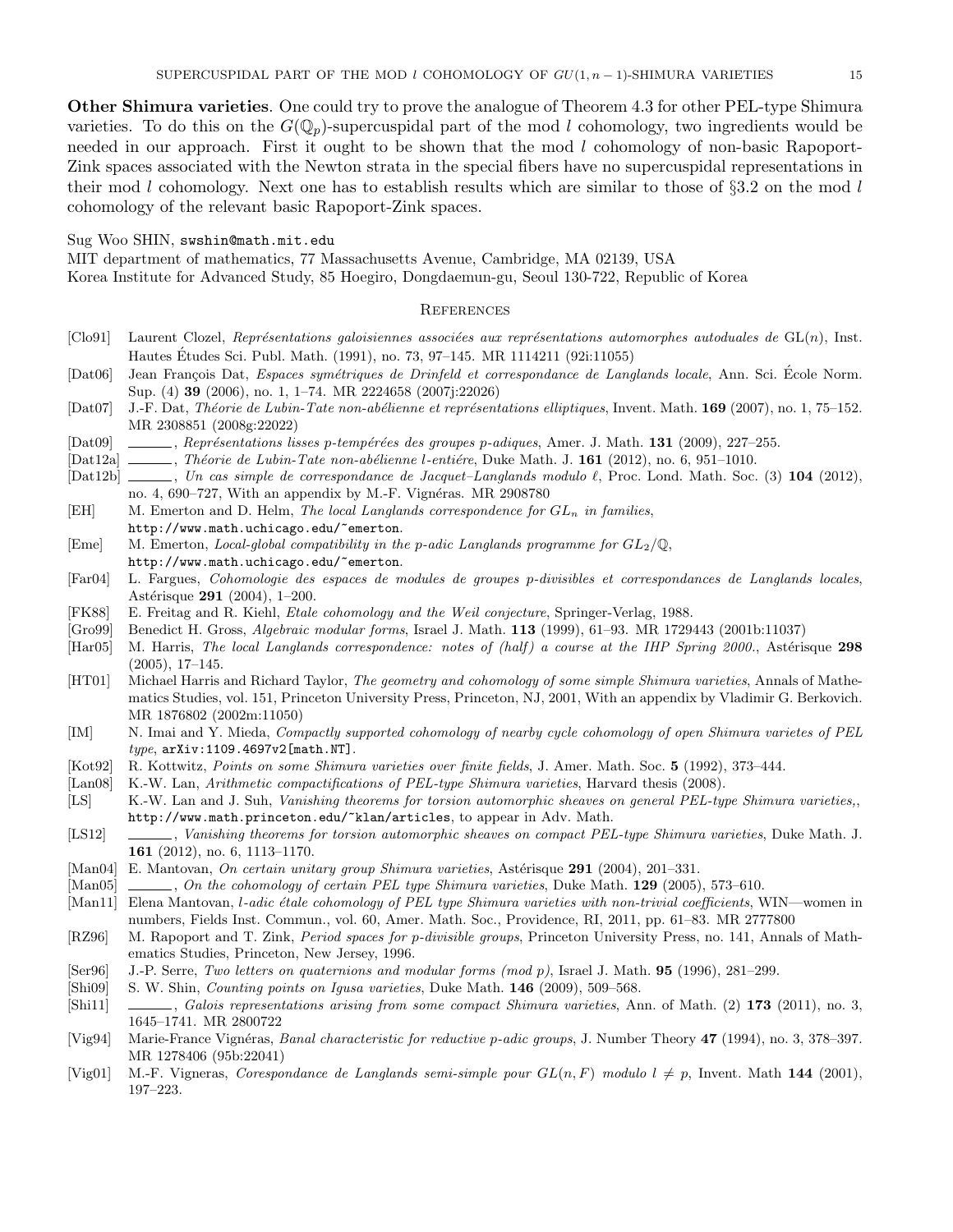**Other Shimura varieties**. One could try to prove the analogue of Theorem 4.3 for other PEL-type Shimura varieties. To do this on the $G(\mathbb{Q}_p)$-supercuspidal part of the mod $l$ cohomology, two ingredients would be needed in our approach. First it ought to be shown that the mod $l$ cohomology of non-basic Rapoport-Zink spaces associated with the Newton strata in the special fibers have no supercuspidal representations in their mod $l$ cohomology. Next one has to establish results which are similar to those of §3.2 on the mod $l$ cohomology of the relevant basic Rapoport-Zink spaces.

Sug Woo SHIN, swshin@math.mit.edu
MIT department of mathematics, 77 Massachusetts Avenue, Cambridge, MA 02139, USA
Korea Institute for Advanced Study, 85 Hoegiro, Dongdaemun-gu, Seoul 130-722, Republic of Korea

## References

- [Clo91] Laurent Clozel, *Représentations galoisiennes associées aux représentations automorphes autoduales de* $\mathrm{GL}(n)$, Inst. Hautes Études Sci. Publ. Math. (1991), no. 73, 97–145. MR 1114211 (92i:11055)
- [Dat06] Jean François Dat, *Espaces symétriques de Drinfeld et correspondance de Langlands locale*, Ann. Sci. École Norm. Sup. (4) **39** (2006), no. 1, 1–74. MR 2224658 (2007j:22026)
- [Dat07] J.-F. Dat, *Théorie de Lubin-Tate non-abélienne et représentations elliptiques*, Invent. Math. **169** (2007), no. 1, 75–152. MR 2308851 (2008g:22022)
- [Dat09] ______, *Représentations lisses p-tempérées des groupes p-adiques*, Amer. J. Math. **131** (2009), 227–255.
- [Dat12a] ______, *Théorie de Lubin-Tate non-abélienne l-entiére*, Duke Math. J. **161** (2012), no. 6, 951–1010.
- [Dat12b] ______, *Un cas simple de correspondance de Jacquet–Langlands modulo ℓ*, Proc. Lond. Math. Soc. (3) **104** (2012), no. 4, 690–727, With an appendix by M.-F. Vignéras. MR 2908780
- [EH] M. Emerton and D. Helm, *The local Langlands correspondence for* $GL_n$ *in families*, http://www.math.uchicago.edu/~emerton.
- [Eme] M. Emerton, *Local-global compatibility in the p-adic Langlands programme for* $GL_2/\mathbb{Q}$, http://www.math.uchicago.edu/~emerton.
- [Far04] L. Fargues, *Cohomologie des espaces de modules de groupes p-divisibles et correspondances de Langlands locales*, Astérisque **291** (2004), 1–200.
- [FK88] E. Freitag and R. Kiehl, *Etale cohomology and the Weil conjecture*, Springer-Verlag, 1988.
- [Gro99] Benedict H. Gross, *Algebraic modular forms*, Israel J. Math. **113** (1999), 61–93. MR 1729443 (2001b:11037)
- [Har05] M. Harris, *The local Langlands correspondence: notes of (half) a course at the IHP Spring 2000.*, Astérisque **298** (2005), 17–145.
- [HT01] Michael Harris and Richard Taylor, *The geometry and cohomology of some simple Shimura varieties*, Annals of Mathematics Studies, vol. 151, Princeton University Press, Princeton, NJ, 2001, With an appendix by Vladimir G. Berkovich. MR 1876802 (2002m:11050)
- [IM] N. Imai and Y. Mieda, *Compactly supported cohomology of nearby cycle cohomology of open Shimura varietes of PEL type*, arXiv:1109.4697v2[math.NT].
- [Kot92] R. Kottwitz, *Points on some Shimura varieties over finite fields*, J. Amer. Math. Soc. **5** (1992), 373–444.
- [Lan08] K.-W. Lan, *Arithmetic compactifications of PEL-type Shimura varieties*, Harvard thesis (2008).
- [LS] K.-W. Lan and J. Suh, *Vanishing theorems for torsion automorphic sheaves on general PEL-type Shimura varieties,*, http://www.math.princeton.edu/~klan/articles, to appear in Adv. Math.
- [LS12] ______, *Vanishing theorems for torsion automorphic sheaves on compact PEL-type Shimura varieties*, Duke Math. J. **161** (2012), no. 6, 1113–1170.
- [Man04] E. Mantovan, *On certain unitary group Shimura varieties*, Astérisque **291** (2004), 201–331.
- [Man05] ______, *On the cohomology of certain PEL type Shimura varieties*, Duke Math. **129** (2005), 573–610.
- [Man11] Elena Mantovan, *l-adic étale cohomology of PEL type Shimura varieties with non-trivial coefficients*, WIN—women in numbers, Fields Inst. Commun., vol. 60, Amer. Math. Soc., Providence, RI, 2011, pp. 61–83. MR 2777800
- [RZ96] M. Rapoport and T. Zink, *Period spaces for p-divisible groups*, Princeton University Press, no. 141, Annals of Mathematics Studies, Princeton, New Jersey, 1996.
- [Ser96] J.-P. Serre, *Two letters on quaternions and modular forms (mod p)*, Israel J. Math. **95** (1996), 281–299.
- [Shi09] S. W. Shin, *Counting points on Igusa varieties*, Duke Math. **146** (2009), 509–568.
- [Shi11] ______, *Galois representations arising from some compact Shimura varieties*, Ann. of Math. (2) **173** (2011), no. 3, 1645–1741. MR 2800722
- [Vig94] Marie-France Vignéras, *Banal characteristic for reductive p-adic groups*, J. Number Theory **47** (1994), no. 3, 378–397. MR 1278406 (95b:22041)
- [Vig01] M.-F. Vigneras, *Corespondance de Langlands semi-simple pour* $GL(n, F)$ *modulo* $l \neq p$, Invent. Math **144** (2001), 197–223.